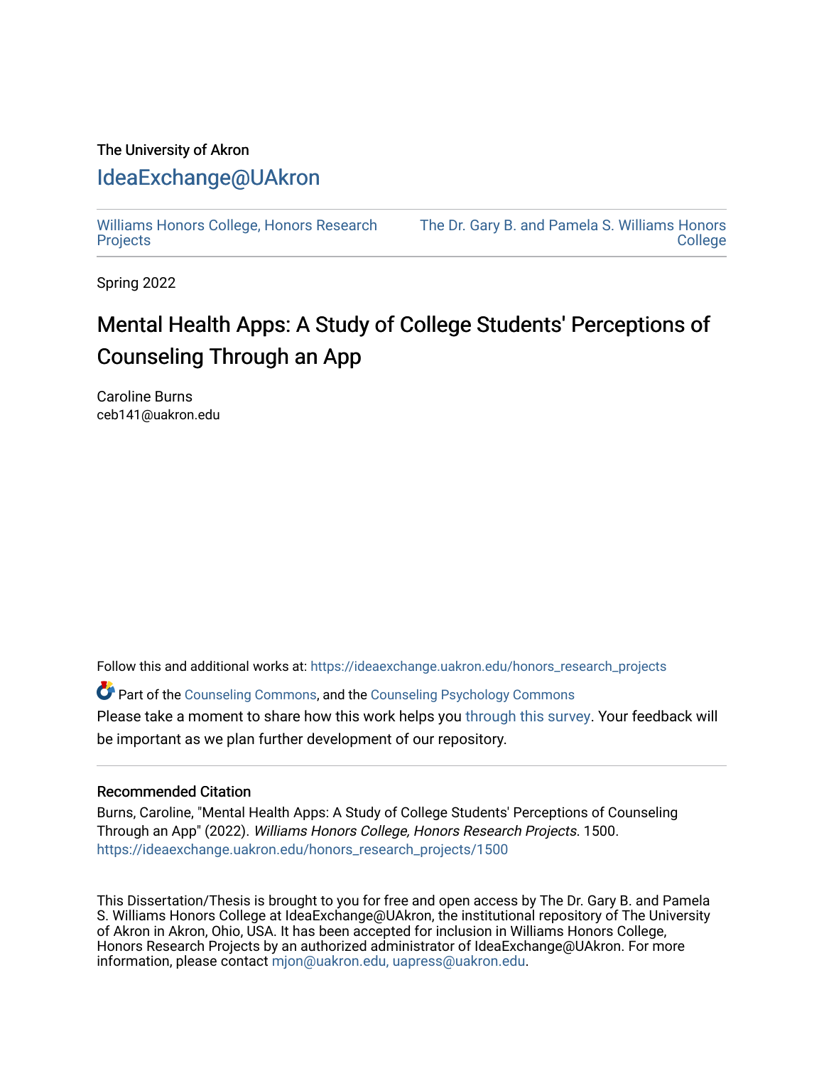The University of Akron

# IdeaExchange@UAkron

Williams Honors College, Honors Research Projects | The Dr. Gary B. and Pamela S. Williams Honors College

Spring 2022

# Mental Health Apps: A Study of College Students' Perceptions of Counseling Through an App

Caroline Burns
ceb141@uakron.edu

Follow this and additional works at: https://ideaexchange.uakron.edu/honors_research_projects

Part of the Counseling Commons, and the Counseling Psychology Commons

Please take a moment to share how this work helps you through this survey. Your feedback will be important as we plan further development of our repository.

## Recommended Citation

Burns, Caroline, "Mental Health Apps: A Study of College Students' Perceptions of Counseling Through an App" (2022). *Williams Honors College, Honors Research Projects*. 1500.
https://ideaexchange.uakron.edu/honors_research_projects/1500

This Dissertation/Thesis is brought to you for free and open access by The Dr. Gary B. and Pamela S. Williams Honors College at IdeaExchange@UAkron, the institutional repository of The University of Akron in Akron, Ohio, USA. It has been accepted for inclusion in Williams Honors College, Honors Research Projects by an authorized administrator of IdeaExchange@UAkron. For more information, please contact mjon@uakron.edu, uapress@uakron.edu.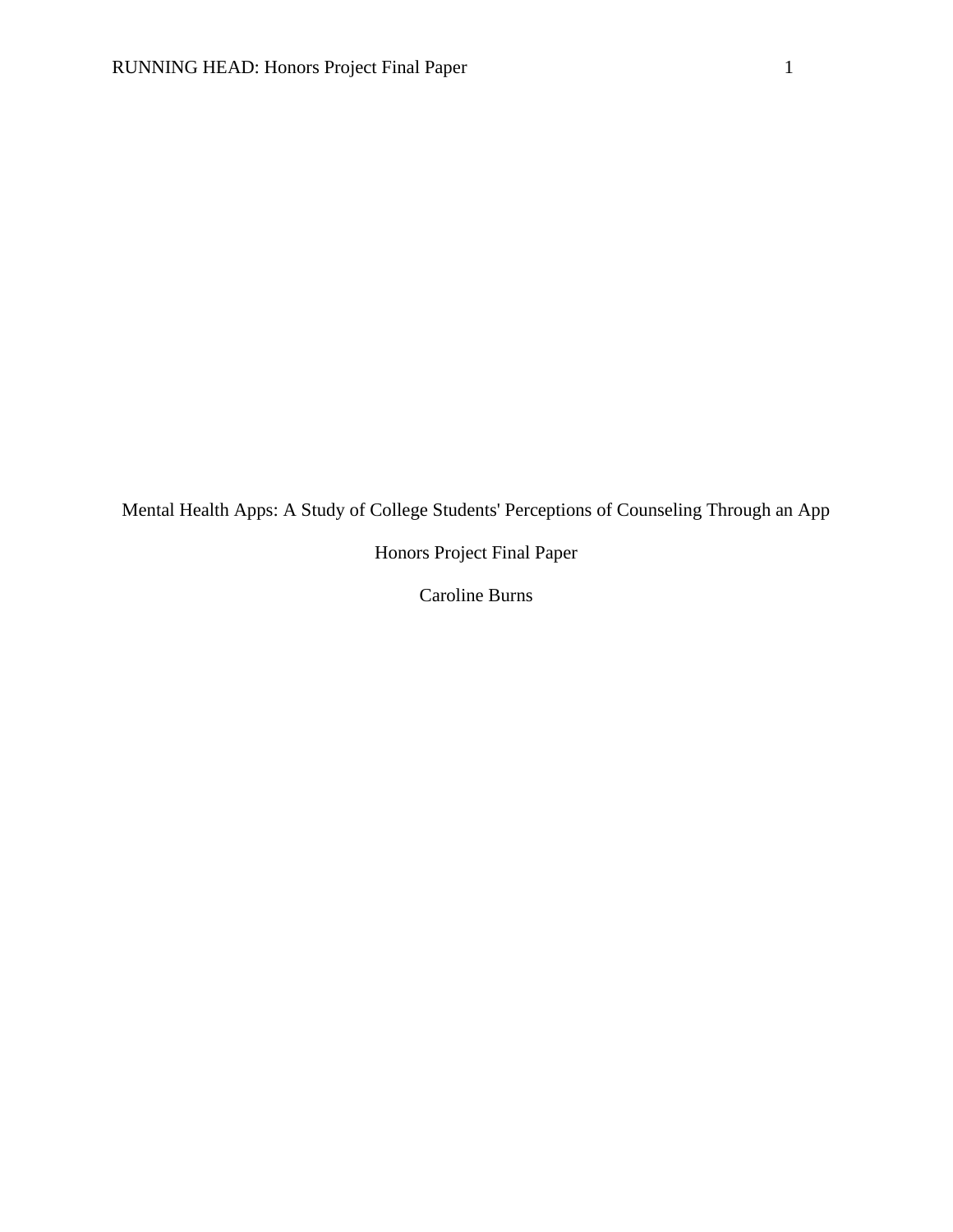# Mental Health Apps: A Study of College Students' Perceptions of Counseling Through an App

Honors Project Final Paper

Caroline Burns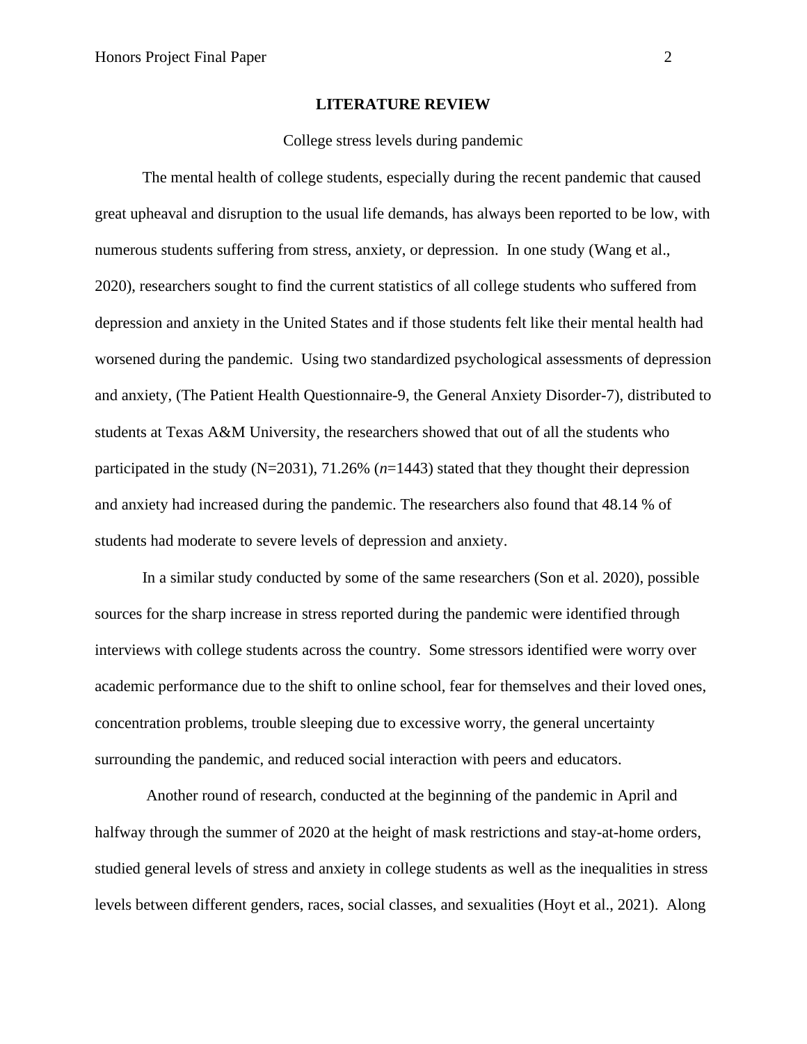## LITERATURE REVIEW

College stress levels during pandemic

The mental health of college students, especially during the recent pandemic that caused great upheaval and disruption to the usual life demands, has always been reported to be low, with numerous students suffering from stress, anxiety, or depression. In one study (Wang et al., 2020), researchers sought to find the current statistics of all college students who suffered from depression and anxiety in the United States and if those students felt like their mental health had worsened during the pandemic. Using two standardized psychological assessments of depression and anxiety, (The Patient Health Questionnaire-9, the General Anxiety Disorder-7), distributed to students at Texas A&M University, the researchers showed that out of all the students who participated in the study (N=2031), 71.26% (*n*=1443) stated that they thought their depression and anxiety had increased during the pandemic. The researchers also found that 48.14 % of students had moderate to severe levels of depression and anxiety.

In a similar study conducted by some of the same researchers (Son et al. 2020), possible sources for the sharp increase in stress reported during the pandemic were identified through interviews with college students across the country. Some stressors identified were worry over academic performance due to the shift to online school, fear for themselves and their loved ones, concentration problems, trouble sleeping due to excessive worry, the general uncertainty surrounding the pandemic, and reduced social interaction with peers and educators.

Another round of research, conducted at the beginning of the pandemic in April and halfway through the summer of 2020 at the height of mask restrictions and stay-at-home orders, studied general levels of stress and anxiety in college students as well as the inequalities in stress levels between different genders, races, social classes, and sexualities (Hoyt et al., 2021). Along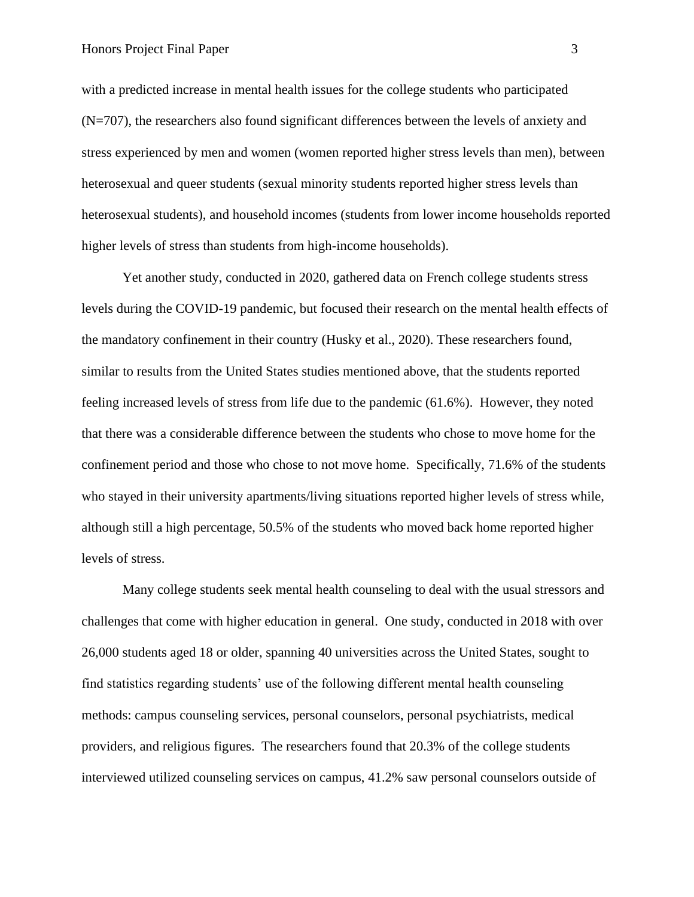with a predicted increase in mental health issues for the college students who participated (N=707), the researchers also found significant differences between the levels of anxiety and stress experienced by men and women (women reported higher stress levels than men), between heterosexual and queer students (sexual minority students reported higher stress levels than heterosexual students), and household incomes (students from lower income households reported higher levels of stress than students from high-income households).

Yet another study, conducted in 2020, gathered data on French college students stress levels during the COVID-19 pandemic, but focused their research on the mental health effects of the mandatory confinement in their country (Husky et al., 2020). These researchers found, similar to results from the United States studies mentioned above, that the students reported feeling increased levels of stress from life due to the pandemic (61.6%). However, they noted that there was a considerable difference between the students who chose to move home for the confinement period and those who chose to not move home. Specifically, 71.6% of the students who stayed in their university apartments/living situations reported higher levels of stress while, although still a high percentage, 50.5% of the students who moved back home reported higher levels of stress.

Many college students seek mental health counseling to deal with the usual stressors and challenges that come with higher education in general. One study, conducted in 2018 with over 26,000 students aged 18 or older, spanning 40 universities across the United States, sought to find statistics regarding students' use of the following different mental health counseling methods: campus counseling services, personal counselors, personal psychiatrists, medical providers, and religious figures. The researchers found that 20.3% of the college students interviewed utilized counseling services on campus, 41.2% saw personal counselors outside of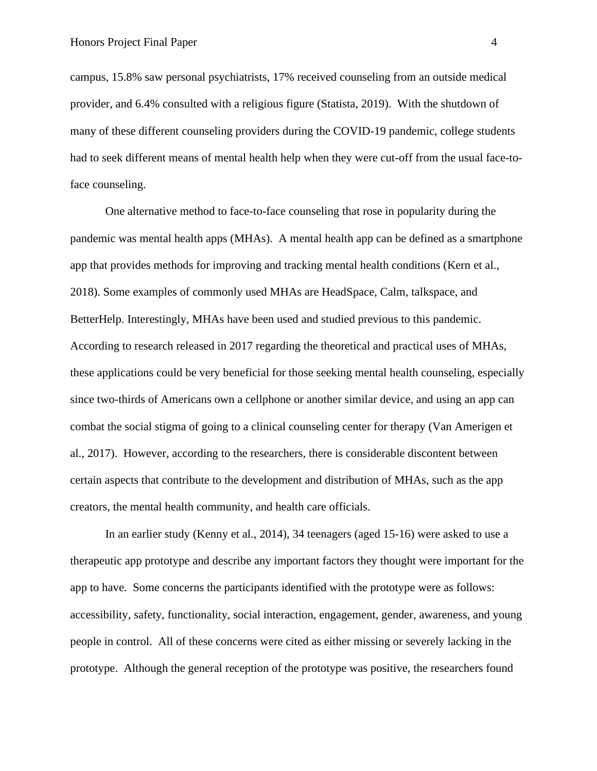campus, 15.8% saw personal psychiatrists, 17% received counseling from an outside medical provider, and 6.4% consulted with a religious figure (Statista, 2019). With the shutdown of many of these different counseling providers during the COVID-19 pandemic, college students had to seek different means of mental health help when they were cut-off from the usual face-to-face counseling.

One alternative method to face-to-face counseling that rose in popularity during the pandemic was mental health apps (MHAs). A mental health app can be defined as a smartphone app that provides methods for improving and tracking mental health conditions (Kern et al., 2018). Some examples of commonly used MHAs are HeadSpace, Calm, talkspace, and BetterHelp. Interestingly, MHAs have been used and studied previous to this pandemic. According to research released in 2017 regarding the theoretical and practical uses of MHAs, these applications could be very beneficial for those seeking mental health counseling, especially since two-thirds of Americans own a cellphone or another similar device, and using an app can combat the social stigma of going to a clinical counseling center for therapy (Van Amerigen et al., 2017). However, according to the researchers, there is considerable discontent between certain aspects that contribute to the development and distribution of MHAs, such as the app creators, the mental health community, and health care officials.

In an earlier study (Kenny et al., 2014), 34 teenagers (aged 15-16) were asked to use a therapeutic app prototype and describe any important factors they thought were important for the app to have. Some concerns the participants identified with the prototype were as follows: accessibility, safety, functionality, social interaction, engagement, gender, awareness, and young people in control. All of these concerns were cited as either missing or severely lacking in the prototype. Although the general reception of the prototype was positive, the researchers found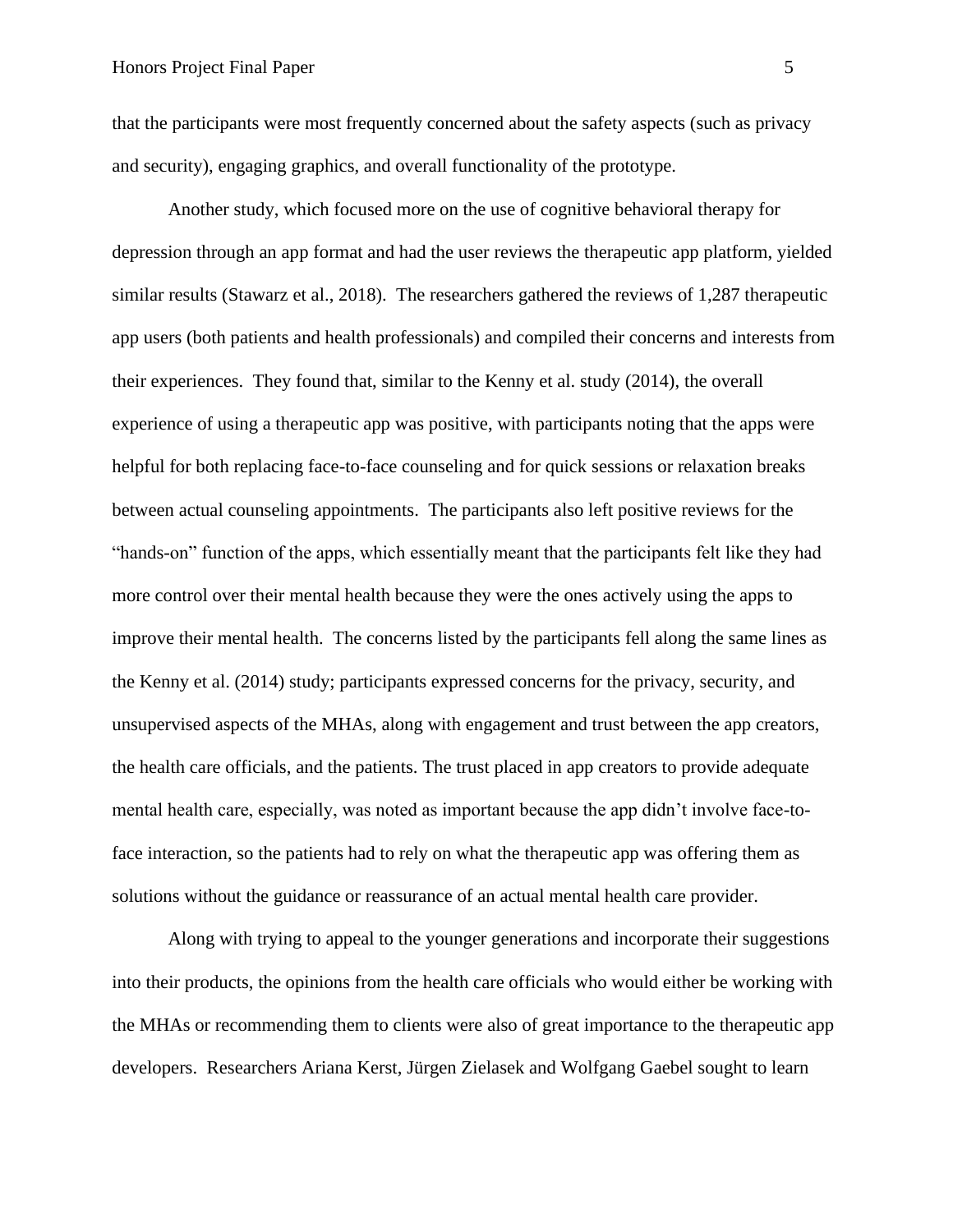that the participants were most frequently concerned about the safety aspects (such as privacy and security), engaging graphics, and overall functionality of the prototype.

Another study, which focused more on the use of cognitive behavioral therapy for depression through an app format and had the user reviews the therapeutic app platform, yielded similar results (Stawarz et al., 2018). The researchers gathered the reviews of 1,287 therapeutic app users (both patients and health professionals) and compiled their concerns and interests from their experiences. They found that, similar to the Kenny et al. study (2014), the overall experience of using a therapeutic app was positive, with participants noting that the apps were helpful for both replacing face-to-face counseling and for quick sessions or relaxation breaks between actual counseling appointments. The participants also left positive reviews for the "hands-on" function of the apps, which essentially meant that the participants felt like they had more control over their mental health because they were the ones actively using the apps to improve their mental health. The concerns listed by the participants fell along the same lines as the Kenny et al. (2014) study; participants expressed concerns for the privacy, security, and unsupervised aspects of the MHAs, along with engagement and trust between the app creators, the health care officials, and the patients. The trust placed in app creators to provide adequate mental health care, especially, was noted as important because the app didn't involve face-to-face interaction, so the patients had to rely on what the therapeutic app was offering them as solutions without the guidance or reassurance of an actual mental health care provider.

Along with trying to appeal to the younger generations and incorporate their suggestions into their products, the opinions from the health care officials who would either be working with the MHAs or recommending them to clients were also of great importance to the therapeutic app developers. Researchers Ariana Kerst, Jürgen Zielasek and Wolfgang Gaebel sought to learn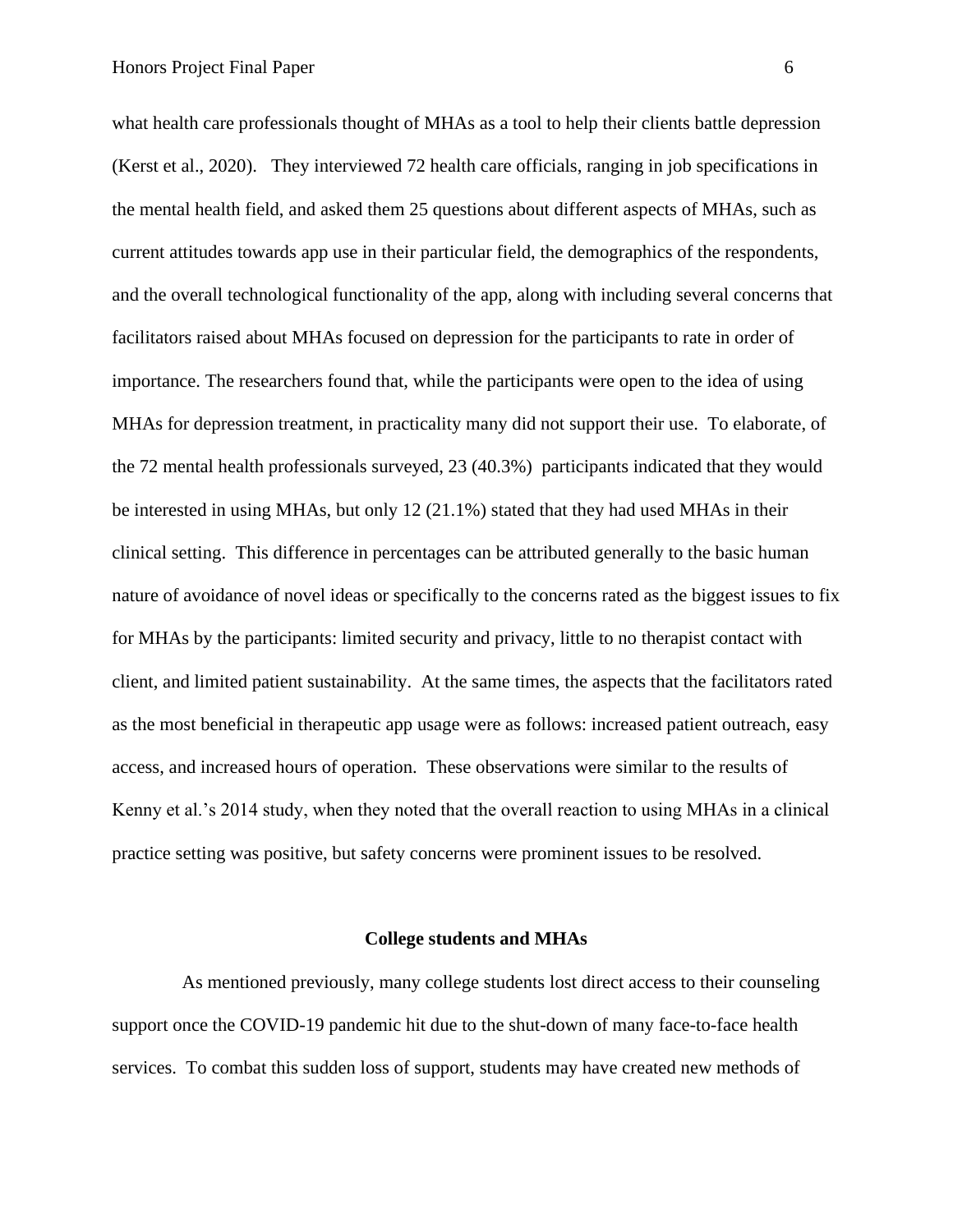what health care professionals thought of MHAs as a tool to help their clients battle depression (Kerst et al., 2020). They interviewed 72 health care officials, ranging in job specifications in the mental health field, and asked them 25 questions about different aspects of MHAs, such as current attitudes towards app use in their particular field, the demographics of the respondents, and the overall technological functionality of the app, along with including several concerns that facilitators raised about MHAs focused on depression for the participants to rate in order of importance. The researchers found that, while the participants were open to the idea of using MHAs for depression treatment, in practicality many did not support their use. To elaborate, of the 72 mental health professionals surveyed, 23 (40.3%) participants indicated that they would be interested in using MHAs, but only 12 (21.1%) stated that they had used MHAs in their clinical setting. This difference in percentages can be attributed generally to the basic human nature of avoidance of novel ideas or specifically to the concerns rated as the biggest issues to fix for MHAs by the participants: limited security and privacy, little to no therapist contact with client, and limited patient sustainability. At the same times, the aspects that the facilitators rated as the most beneficial in therapeutic app usage were as follows: increased patient outreach, easy access, and increased hours of operation. These observations were similar to the results of Kenny et al.'s 2014 study, when they noted that the overall reaction to using MHAs in a clinical practice setting was positive, but safety concerns were prominent issues to be resolved.

## College students and MHAs

As mentioned previously, many college students lost direct access to their counseling support once the COVID-19 pandemic hit due to the shut-down of many face-to-face health services. To combat this sudden loss of support, students may have created new methods of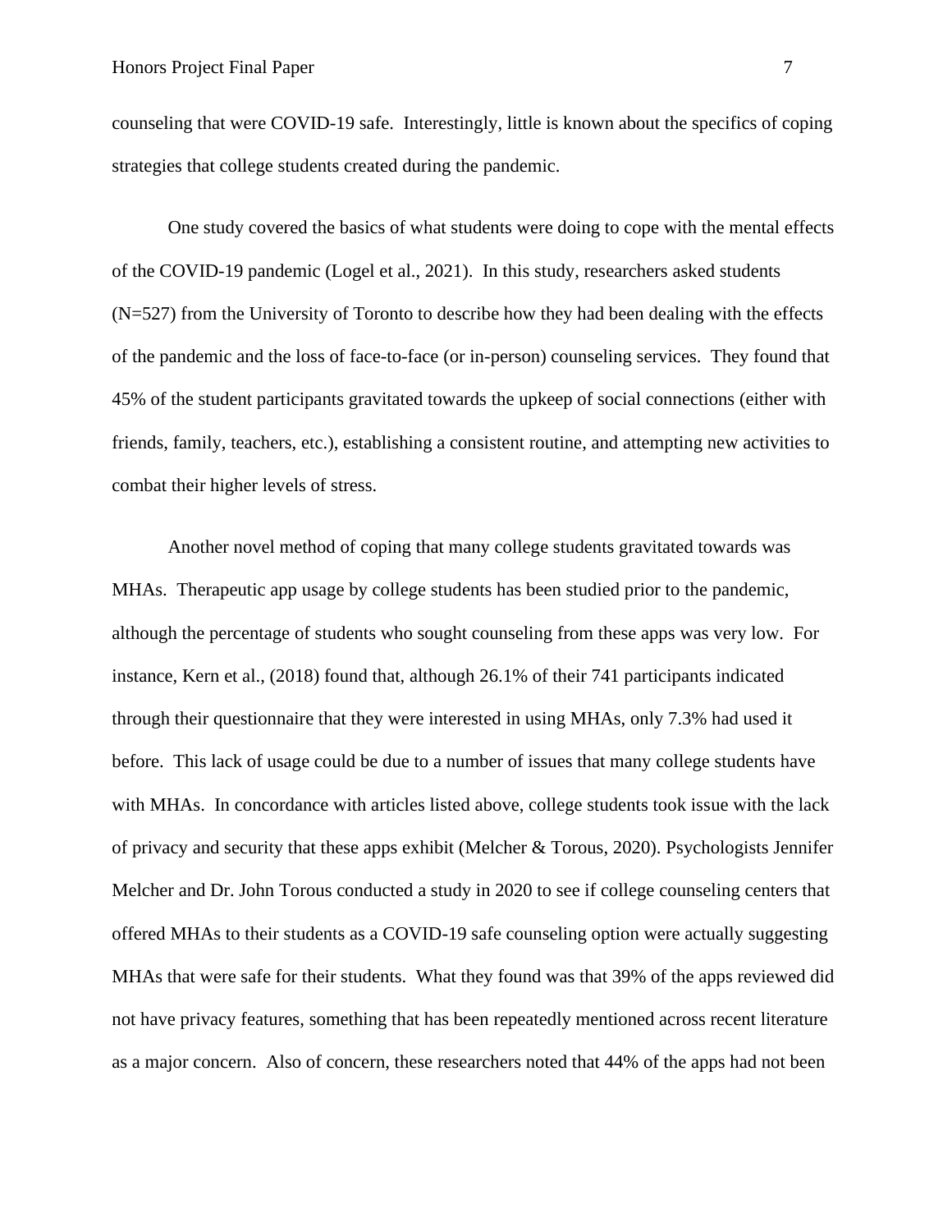counseling that were COVID-19 safe.  Interestingly, little is known about the specifics of coping strategies that college students created during the pandemic.

One study covered the basics of what students were doing to cope with the mental effects of the COVID-19 pandemic (Logel et al., 2021).  In this study, researchers asked students (N=527) from the University of Toronto to describe how they had been dealing with the effects of the pandemic and the loss of face-to-face (or in-person) counseling services.  They found that 45% of the student participants gravitated towards the upkeep of social connections (either with friends, family, teachers, etc.), establishing a consistent routine, and attempting new activities to combat their higher levels of stress.

Another novel method of coping that many college students gravitated towards was MHAs.  Therapeutic app usage by college students has been studied prior to the pandemic, although the percentage of students who sought counseling from these apps was very low.  For instance, Kern et al., (2018) found that, although 26.1% of their 741 participants indicated through their questionnaire that they were interested in using MHAs, only 7.3% had used it before.  This lack of usage could be due to a number of issues that many college students have with MHAs.  In concordance with articles listed above, college students took issue with the lack of privacy and security that these apps exhibit (Melcher & Torous, 2020). Psychologists Jennifer Melcher and Dr. John Torous conducted a study in 2020 to see if college counseling centers that offered MHAs to their students as a COVID-19 safe counseling option were actually suggesting MHAs that were safe for their students.  What they found was that 39% of the apps reviewed did not have privacy features, something that has been repeatedly mentioned across recent literature as a major concern.  Also of concern, these researchers noted that 44% of the apps had not been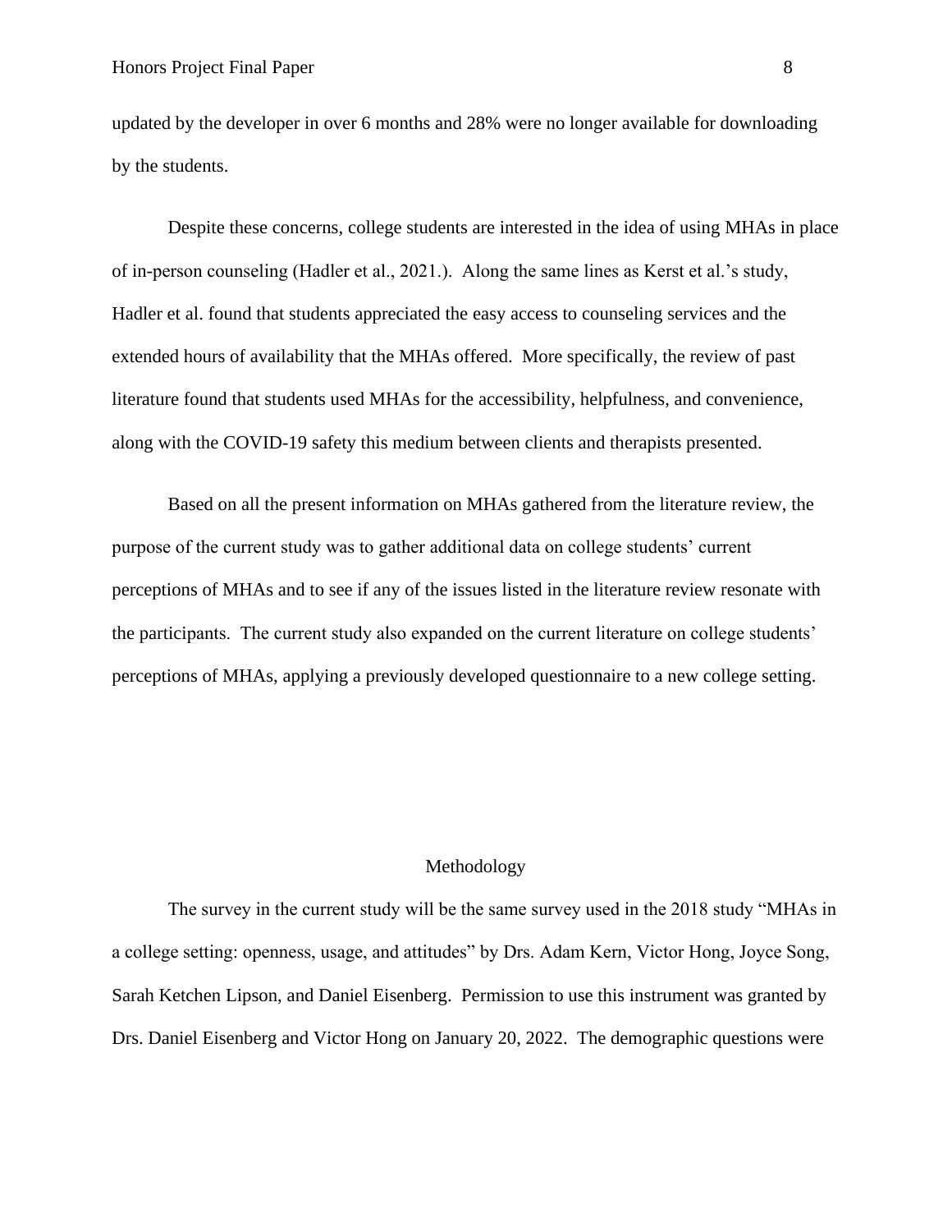updated by the developer in over 6 months and 28% were no longer available for downloading by the students.

Despite these concerns, college students are interested in the idea of using MHAs in place of in-person counseling (Hadler et al., 2021.). Along the same lines as Kerst et al.'s study, Hadler et al. found that students appreciated the easy access to counseling services and the extended hours of availability that the MHAs offered. More specifically, the review of past literature found that students used MHAs for the accessibility, helpfulness, and convenience, along with the COVID-19 safety this medium between clients and therapists presented.

Based on all the present information on MHAs gathered from the literature review, the purpose of the current study was to gather additional data on college students' current perceptions of MHAs and to see if any of the issues listed in the literature review resonate with the participants. The current study also expanded on the current literature on college students' perceptions of MHAs, applying a previously developed questionnaire to a new college setting.

## Methodology

The survey in the current study will be the same survey used in the 2018 study "MHAs in a college setting: openness, usage, and attitudes" by Drs. Adam Kern, Victor Hong, Joyce Song, Sarah Ketchen Lipson, and Daniel Eisenberg. Permission to use this instrument was granted by Drs. Daniel Eisenberg and Victor Hong on January 20, 2022. The demographic questions were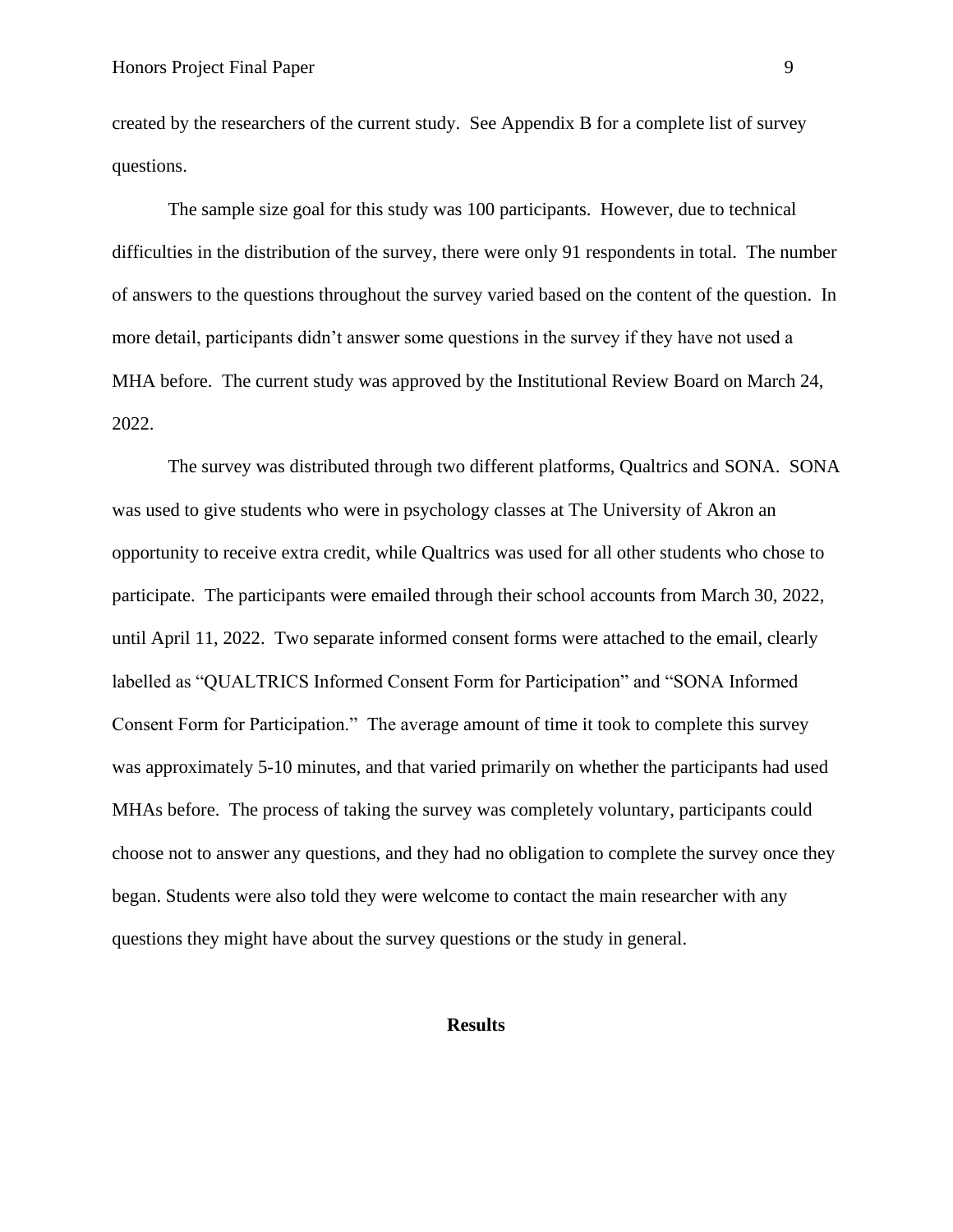created by the researchers of the current study. See Appendix B for a complete list of survey questions.

The sample size goal for this study was 100 participants. However, due to technical difficulties in the distribution of the survey, there were only 91 respondents in total. The number of answers to the questions throughout the survey varied based on the content of the question. In more detail, participants didn't answer some questions in the survey if they have not used a MHA before. The current study was approved by the Institutional Review Board on March 24, 2022.

The survey was distributed through two different platforms, Qualtrics and SONA. SONA was used to give students who were in psychology classes at The University of Akron an opportunity to receive extra credit, while Qualtrics was used for all other students who chose to participate. The participants were emailed through their school accounts from March 30, 2022, until April 11, 2022. Two separate informed consent forms were attached to the email, clearly labelled as "QUALTRICS Informed Consent Form for Participation" and "SONA Informed Consent Form for Participation." The average amount of time it took to complete this survey was approximately 5-10 minutes, and that varied primarily on whether the participants had used MHAs before. The process of taking the survey was completely voluntary, participants could choose not to answer any questions, and they had no obligation to complete the survey once they began. Students were also told they were welcome to contact the main researcher with any questions they might have about the survey questions or the study in general.

## Results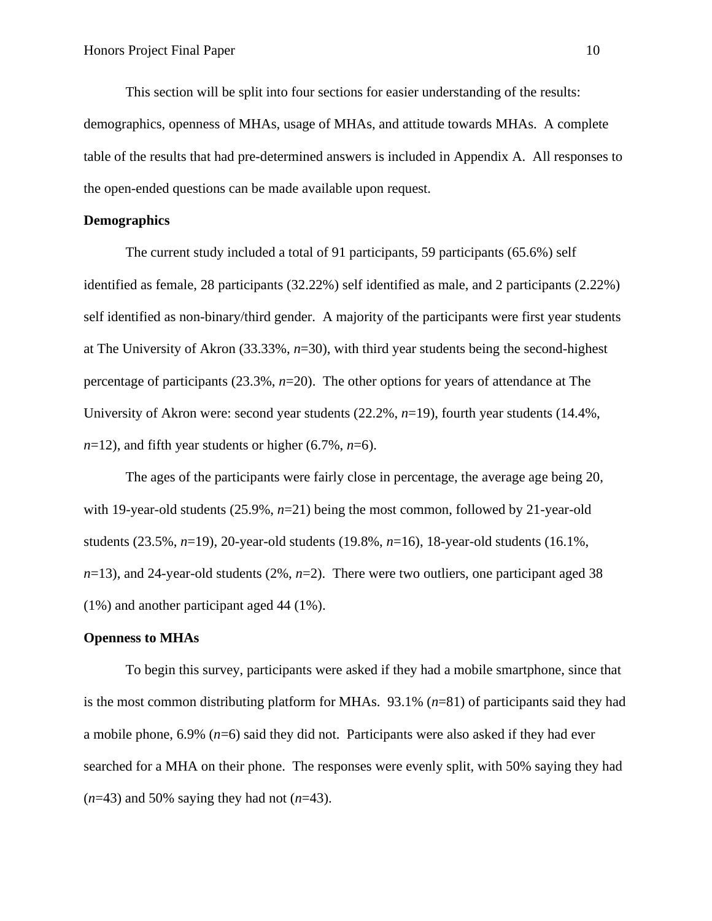This section will be split into four sections for easier understanding of the results: demographics, openness of MHAs, usage of MHAs, and attitude towards MHAs. A complete table of the results that had pre-determined answers is included in Appendix A. All responses to the open-ended questions can be made available upon request.

**Demographics**

The current study included a total of 91 participants, 59 participants (65.6%) self identified as female, 28 participants (32.22%) self identified as male, and 2 participants (2.22%) self identified as non-binary/third gender. A majority of the participants were first year students at The University of Akron (33.33%, *n*=30), with third year students being the second-highest percentage of participants (23.3%, *n*=20). The other options for years of attendance at The University of Akron were: second year students (22.2%, *n*=19), fourth year students (14.4%, *n*=12), and fifth year students or higher (6.7%, *n*=6).

The ages of the participants were fairly close in percentage, the average age being 20, with 19-year-old students (25.9%, *n*=21) being the most common, followed by 21-year-old students (23.5%, *n*=19), 20-year-old students (19.8%, *n*=16), 18-year-old students (16.1%, *n*=13), and 24-year-old students (2%, *n*=2). There were two outliers, one participant aged 38 (1%) and another participant aged 44 (1%).

**Openness to MHAs**

To begin this survey, participants were asked if they had a mobile smartphone, since that is the most common distributing platform for MHAs. 93.1% (*n*=81) of participants said they had a mobile phone, 6.9% (*n*=6) said they did not. Participants were also asked if they had ever searched for a MHA on their phone. The responses were evenly split, with 50% saying they had (*n*=43) and 50% saying they had not (*n*=43).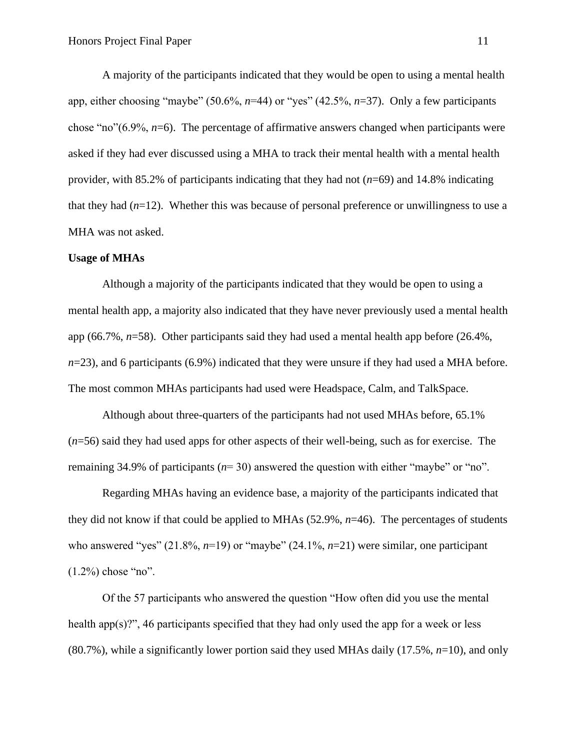A majority of the participants indicated that they would be open to using a mental health app, either choosing “maybe” (50.6%, *n*=44) or “yes” (42.5%, *n*=37). Only a few participants chose “no”(6.9%, *n*=6). The percentage of affirmative answers changed when participants were asked if they had ever discussed using a MHA to track their mental health with a mental health provider, with 85.2% of participants indicating that they had not (*n*=69) and 14.8% indicating that they had (*n*=12). Whether this was because of personal preference or unwillingness to use a MHA was not asked.

**Usage of MHAs**

Although a majority of the participants indicated that they would be open to using a mental health app, a majority also indicated that they have never previously used a mental health app (66.7%, *n*=58). Other participants said they had used a mental health app before (26.4%, *n*=23), and 6 participants (6.9%) indicated that they were unsure if they had used a MHA before. The most common MHAs participants had used were Headspace, Calm, and TalkSpace.

Although about three-quarters of the participants had not used MHAs before, 65.1% (*n*=56) said they had used apps for other aspects of their well-being, such as for exercise. The remaining 34.9% of participants (*n*= 30) answered the question with either “maybe” or “no”.

Regarding MHAs having an evidence base, a majority of the participants indicated that they did not know if that could be applied to MHAs (52.9%, *n*=46). The percentages of students who answered “yes” (21.8%, *n*=19) or “maybe” (24.1%, *n*=21) were similar, one participant (1.2%) chose “no”.

Of the 57 participants who answered the question “How often did you use the mental health app(s)?”, 46 participants specified that they had only used the app for a week or less (80.7%), while a significantly lower portion said they used MHAs daily (17.5%, *n*=10), and only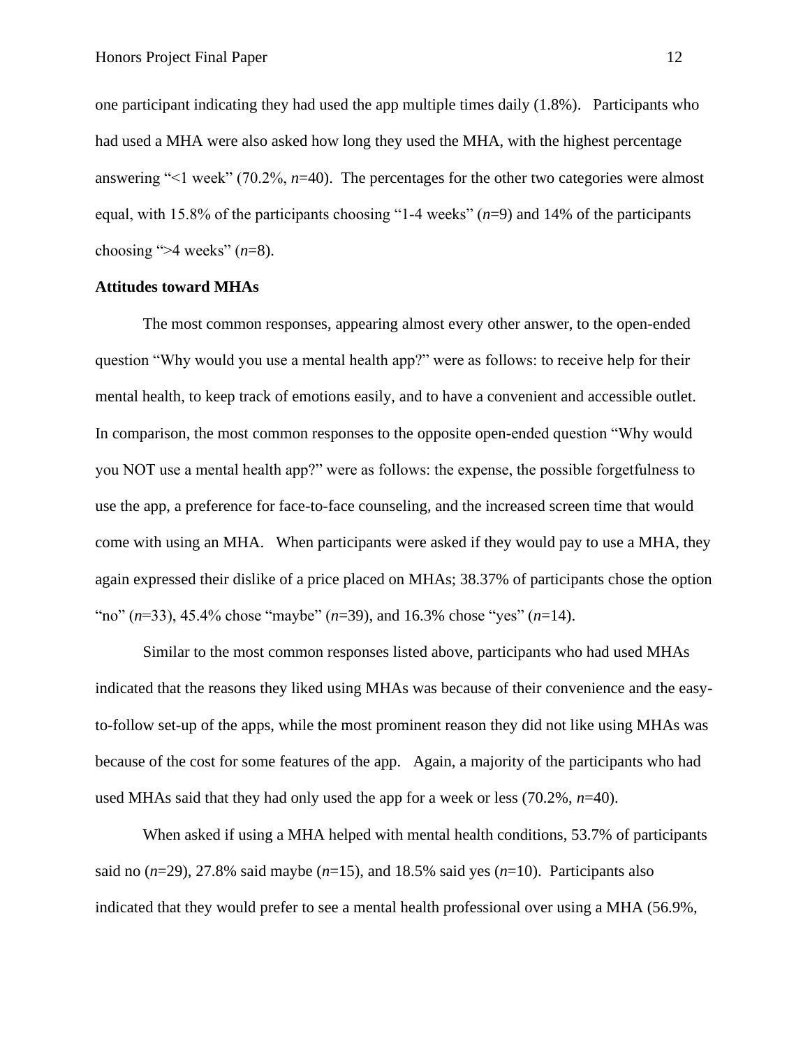one participant indicating they had used the app multiple times daily (1.8%). Participants who had used a MHA were also asked how long they used the MHA, with the highest percentage answering "<1 week" (70.2%, $n$=40). The percentages for the other two categories were almost equal, with 15.8% of the participants choosing "1-4 weeks" ($n$=9) and 14% of the participants choosing ">4 weeks" ($n$=8).

**Attitudes toward MHAs**

The most common responses, appearing almost every other answer, to the open-ended question "Why would you use a mental health app?" were as follows: to receive help for their mental health, to keep track of emotions easily, and to have a convenient and accessible outlet. In comparison, the most common responses to the opposite open-ended question "Why would you NOT use a mental health app?" were as follows: the expense, the possible forgetfulness to use the app, a preference for face-to-face counseling, and the increased screen time that would come with using an MHA. When participants were asked if they would pay to use a MHA, they again expressed their dislike of a price placed on MHAs; 38.37% of participants chose the option "no" ($n$=33), 45.4% chose "maybe" ($n$=39), and 16.3% chose "yes" ($n$=14).

Similar to the most common responses listed above, participants who had used MHAs indicated that the reasons they liked using MHAs was because of their convenience and the easy-to-follow set-up of the apps, while the most prominent reason they did not like using MHAs was because of the cost for some features of the app. Again, a majority of the participants who had used MHAs said that they had only used the app for a week or less (70.2%, $n$=40).

When asked if using a MHA helped with mental health conditions, 53.7% of participants said no ($n$=29), 27.8% said maybe ($n$=15), and 18.5% said yes ($n$=10). Participants also indicated that they would prefer to see a mental health professional over using a MHA (56.9%,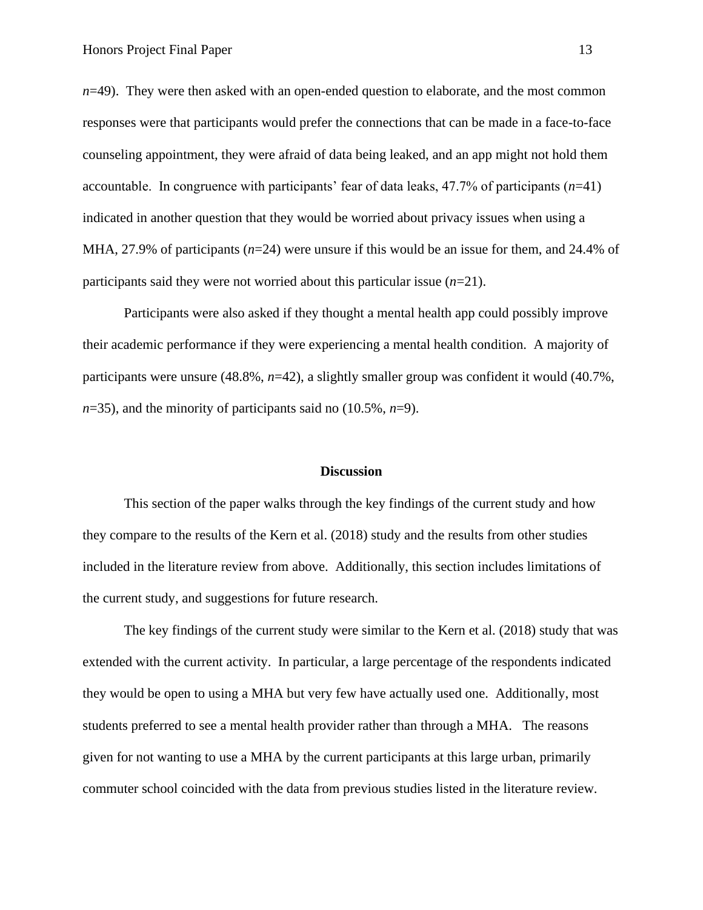*n*=49). They were then asked with an open-ended question to elaborate, and the most common responses were that participants would prefer the connections that can be made in a face-to-face counseling appointment, they were afraid of data being leaked, and an app might not hold them accountable. In congruence with participants' fear of data leaks, 47.7% of participants (*n*=41) indicated in another question that they would be worried about privacy issues when using a MHA, 27.9% of participants (*n*=24) were unsure if this would be an issue for them, and 24.4% of participants said they were not worried about this particular issue (*n*=21).

Participants were also asked if they thought a mental health app could possibly improve their academic performance if they were experiencing a mental health condition. A majority of participants were unsure (48.8%, *n*=42), a slightly smaller group was confident it would (40.7%, *n*=35), and the minority of participants said no (10.5%, *n*=9).

## Discussion

This section of the paper walks through the key findings of the current study and how they compare to the results of the Kern et al. (2018) study and the results from other studies included in the literature review from above. Additionally, this section includes limitations of the current study, and suggestions for future research.

The key findings of the current study were similar to the Kern et al. (2018) study that was extended with the current activity. In particular, a large percentage of the respondents indicated they would be open to using a MHA but very few have actually used one. Additionally, most students preferred to see a mental health provider rather than through a MHA. The reasons given for not wanting to use a MHA by the current participants at this large urban, primarily commuter school coincided with the data from previous studies listed in the literature review.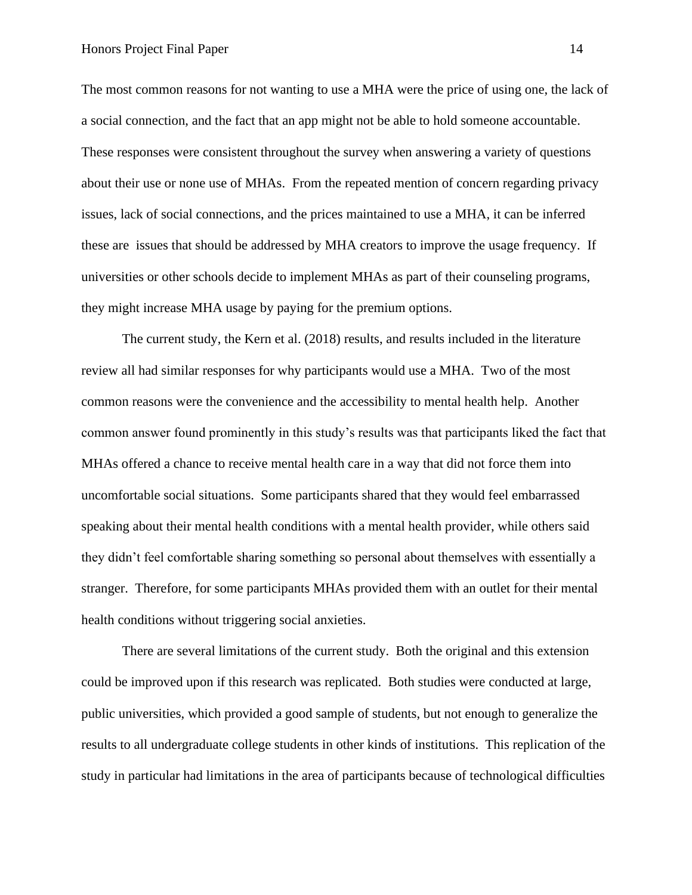The most common reasons for not wanting to use a MHA were the price of using one, the lack of a social connection, and the fact that an app might not be able to hold someone accountable. These responses were consistent throughout the survey when answering a variety of questions about their use or none use of MHAs. From the repeated mention of concern regarding privacy issues, lack of social connections, and the prices maintained to use a MHA, it can be inferred these are issues that should be addressed by MHA creators to improve the usage frequency. If universities or other schools decide to implement MHAs as part of their counseling programs, they might increase MHA usage by paying for the premium options.

The current study, the Kern et al. (2018) results, and results included in the literature review all had similar responses for why participants would use a MHA. Two of the most common reasons were the convenience and the accessibility to mental health help. Another common answer found prominently in this study's results was that participants liked the fact that MHAs offered a chance to receive mental health care in a way that did not force them into uncomfortable social situations. Some participants shared that they would feel embarrassed speaking about their mental health conditions with a mental health provider, while others said they didn't feel comfortable sharing something so personal about themselves with essentially a stranger. Therefore, for some participants MHAs provided them with an outlet for their mental health conditions without triggering social anxieties.

There are several limitations of the current study. Both the original and this extension could be improved upon if this research was replicated. Both studies were conducted at large, public universities, which provided a good sample of students, but not enough to generalize the results to all undergraduate college students in other kinds of institutions. This replication of the study in particular had limitations in the area of participants because of technological difficulties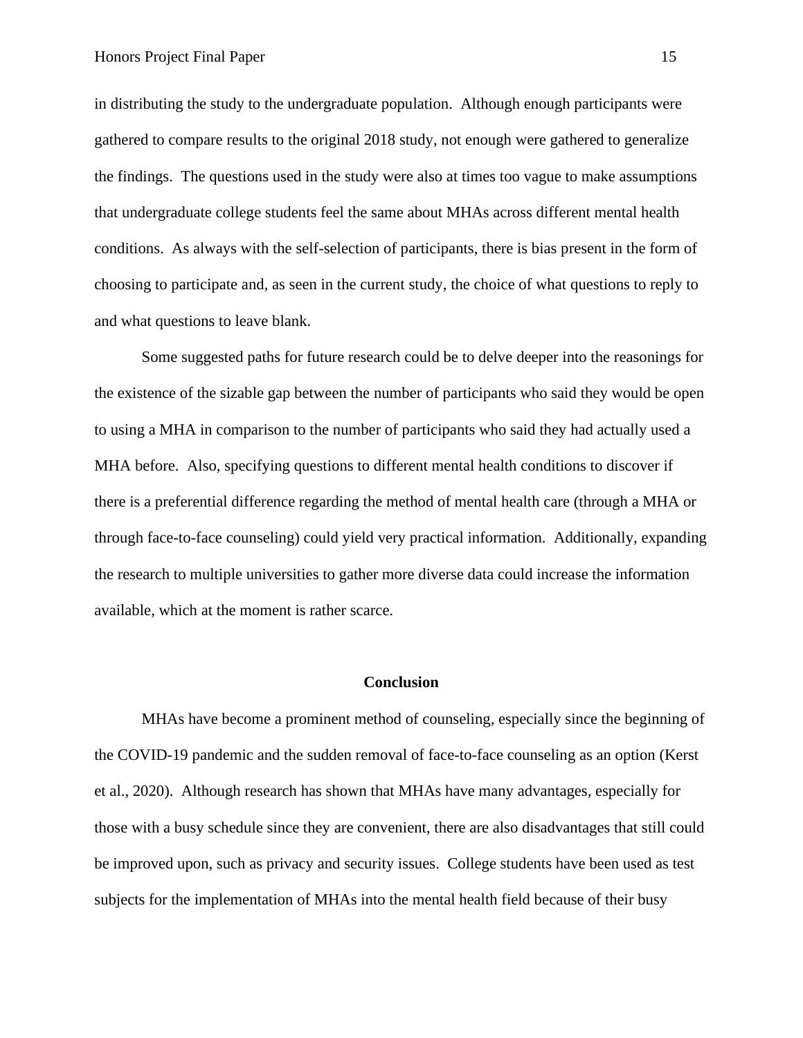in distributing the study to the undergraduate population. Although enough participants were gathered to compare results to the original 2018 study, not enough were gathered to generalize the findings. The questions used in the study were also at times too vague to make assumptions that undergraduate college students feel the same about MHAs across different mental health conditions. As always with the self-selection of participants, there is bias present in the form of choosing to participate and, as seen in the current study, the choice of what questions to reply to and what questions to leave blank.

Some suggested paths for future research could be to delve deeper into the reasonings for the existence of the sizable gap between the number of participants who said they would be open to using a MHA in comparison to the number of participants who said they had actually used a MHA before. Also, specifying questions to different mental health conditions to discover if there is a preferential difference regarding the method of mental health care (through a MHA or through face-to-face counseling) could yield very practical information. Additionally, expanding the research to multiple universities to gather more diverse data could increase the information available, which at the moment is rather scarce.

## Conclusion

MHAs have become a prominent method of counseling, especially since the beginning of the COVID-19 pandemic and the sudden removal of face-to-face counseling as an option (Kerst et al., 2020). Although research has shown that MHAs have many advantages, especially for those with a busy schedule since they are convenient, there are also disadvantages that still could be improved upon, such as privacy and security issues. College students have been used as test subjects for the implementation of MHAs into the mental health field because of their busy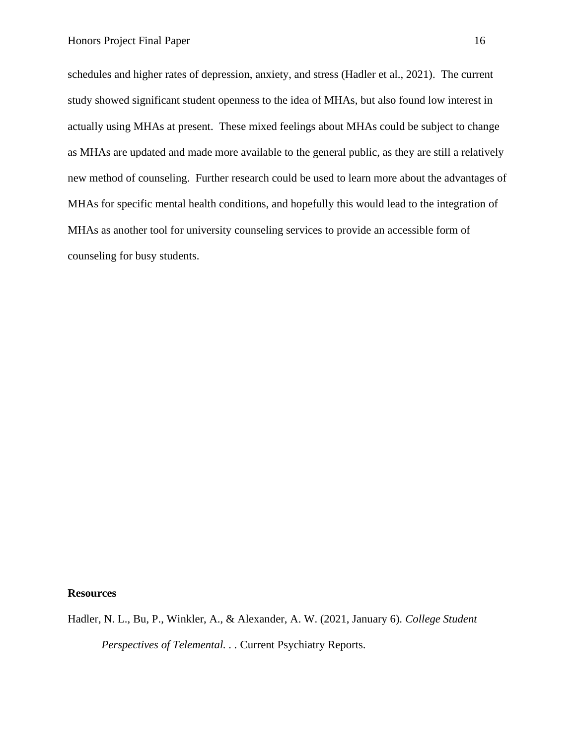schedules and higher rates of depression, anxiety, and stress (Hadler et al., 2021). The current study showed significant student openness to the idea of MHAs, but also found low interest in actually using MHAs at present. These mixed feelings about MHAs could be subject to change as MHAs are updated and made more available to the general public, as they are still a relatively new method of counseling. Further research could be used to learn more about the advantages of MHAs for specific mental health conditions, and hopefully this would lead to the integration of MHAs as another tool for university counseling services to provide an accessible form of counseling for busy students.

**Resources**

Hadler, N. L., Bu, P., Winkler, A., & Alexander, A. W. (2021, January 6). *College Student Perspectives of Telemental. . .* Current Psychiatry Reports.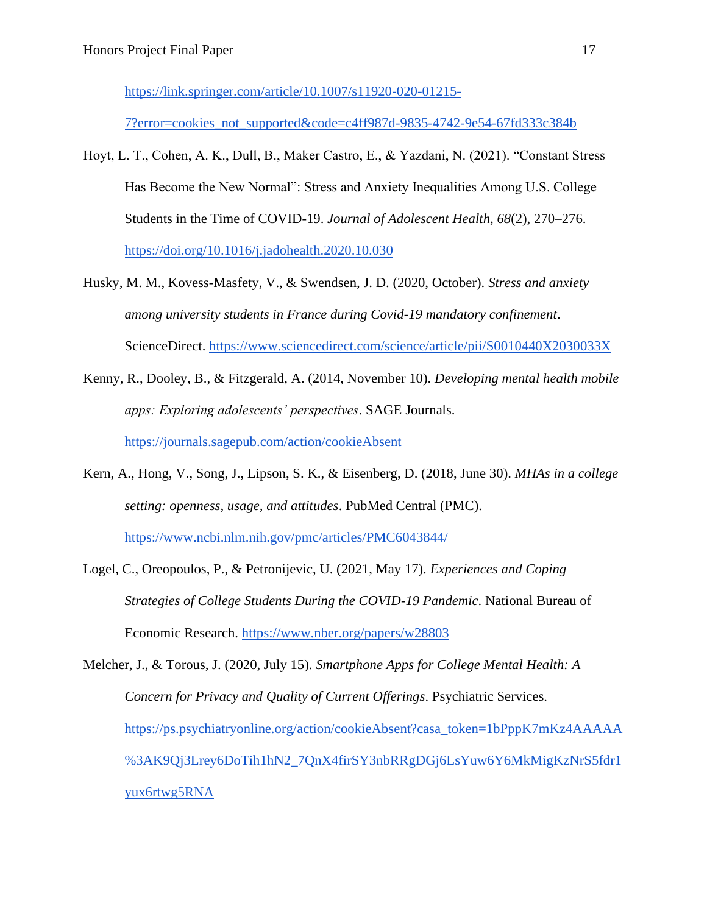https://link.springer.com/article/10.1007/s11920-020-01215-7?error=cookies_not_supported&code=c4ff987d-9835-4742-9e54-67fd333c384b

Hoyt, L. T., Cohen, A. K., Dull, B., Maker Castro, E., & Yazdani, N. (2021). "Constant Stress Has Become the New Normal": Stress and Anxiety Inequalities Among U.S. College Students in the Time of COVID-19. *Journal of Adolescent Health*, *68*(2), 270–276. https://doi.org/10.1016/j.jadohealth.2020.10.030

Husky, M. M., Kovess-Masfety, V., & Swendsen, J. D. (2020, October). *Stress and anxiety among university students in France during Covid-19 mandatory confinement*. ScienceDirect. https://www.sciencedirect.com/science/article/pii/S0010440X2030033X

Kenny, R., Dooley, B., & Fitzgerald, A. (2014, November 10). *Developing mental health mobile apps: Exploring adolescents' perspectives*. SAGE Journals. https://journals.sagepub.com/action/cookieAbsent

Kern, A., Hong, V., Song, J., Lipson, S. K., & Eisenberg, D. (2018, June 30). *MHAs in a college setting: openness, usage, and attitudes*. PubMed Central (PMC). https://www.ncbi.nlm.nih.gov/pmc/articles/PMC6043844/

Logel, C., Oreopoulos, P., & Petronijevic, U. (2021, May 17). *Experiences and Coping Strategies of College Students During the COVID-19 Pandemic*. National Bureau of Economic Research. https://www.nber.org/papers/w28803

Melcher, J., & Torous, J. (2020, July 15). *Smartphone Apps for College Mental Health: A Concern for Privacy and Quality of Current Offerings*. Psychiatric Services. https://ps.psychiatryonline.org/action/cookieAbsent?casa_token=1bPppK7mKz4AAAAA%3AK9Qj3Lrey6DoTih1hN2_7QnX4firSY3nbRRgDGj6LsYuw6Y6MkMigKzNrS5fdr1yux6rtwg5RNA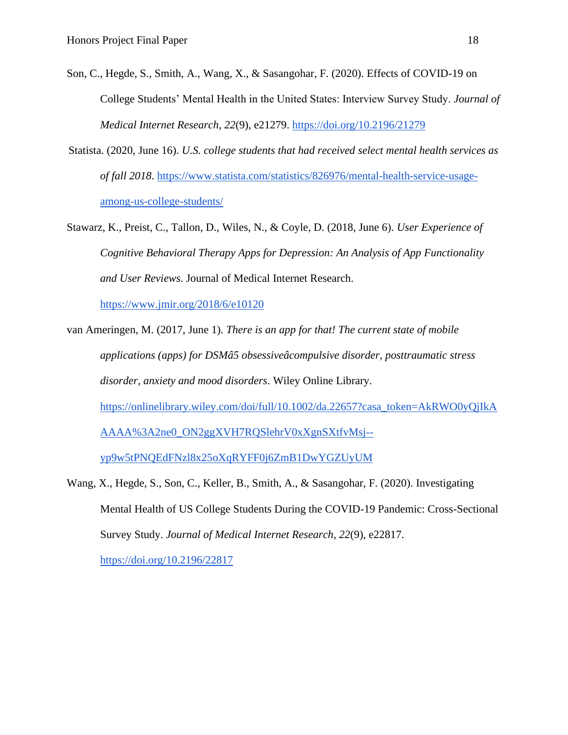Son, C., Hegde, S., Smith, A., Wang, X., & Sasangohar, F. (2020). Effects of COVID-19 on College Students' Mental Health in the United States: Interview Survey Study. *Journal of Medical Internet Research*, *22*(9), e21279. https://doi.org/10.2196/21279

Statista. (2020, June 16). *U.S. college students that had received select mental health services as of fall 2018*. https://www.statista.com/statistics/826976/mental-health-service-usage-among-us-college-students/

Stawarz, K., Preist, C., Tallon, D., Wiles, N., & Coyle, D. (2018, June 6). *User Experience of Cognitive Behavioral Therapy Apps for Depression: An Analysis of App Functionality and User Reviews*. Journal of Medical Internet Research. https://www.jmir.org/2018/6/e10120

van Ameringen, M. (2017, June 1). *There is an app for that! The current state of mobile applications (apps) for DSMâ5 obsessiveâcompulsive disorder, posttraumatic stress disorder, anxiety and mood disorders*. Wiley Online Library. https://onlinelibrary.wiley.com/doi/full/10.1002/da.22657?casa_token=AkRWO0yQjIkAAAAA%3A2ne0_ON2ggXVH7RQSlehrV0xXgnSXtfvMsj--yp9w5tPNQEdFNzl8x25oXqRYFF0j6ZmB1DwYGZUyUM

Wang, X., Hegde, S., Son, C., Keller, B., Smith, A., & Sasangohar, F. (2020). Investigating Mental Health of US College Students During the COVID-19 Pandemic: Cross-Sectional Survey Study. *Journal of Medical Internet Research*, *22*(9), e22817. https://doi.org/10.2196/22817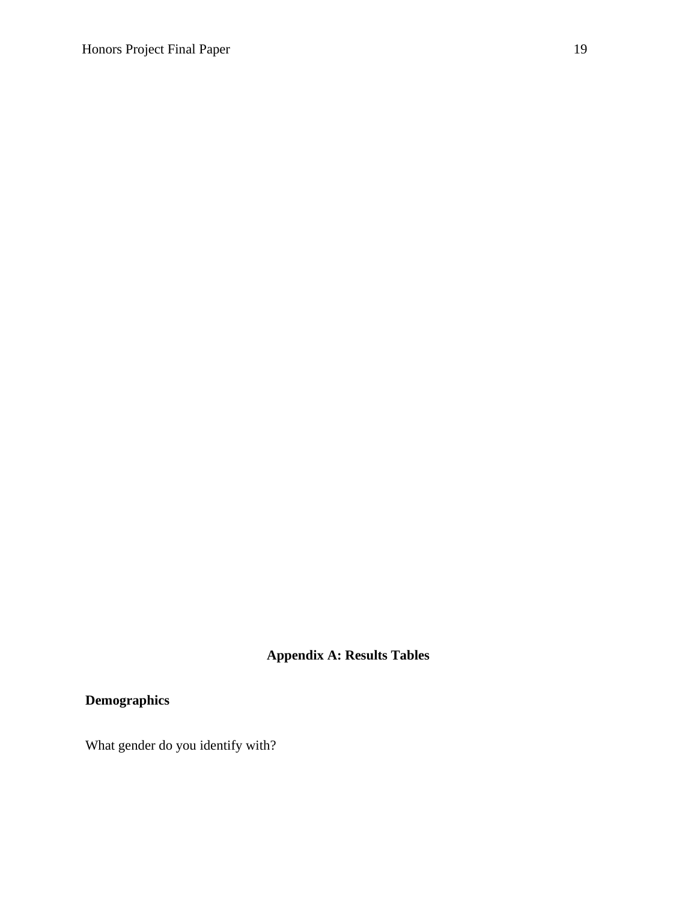**Appendix A: Results Tables**

**Demographics**

What gender do you identify with?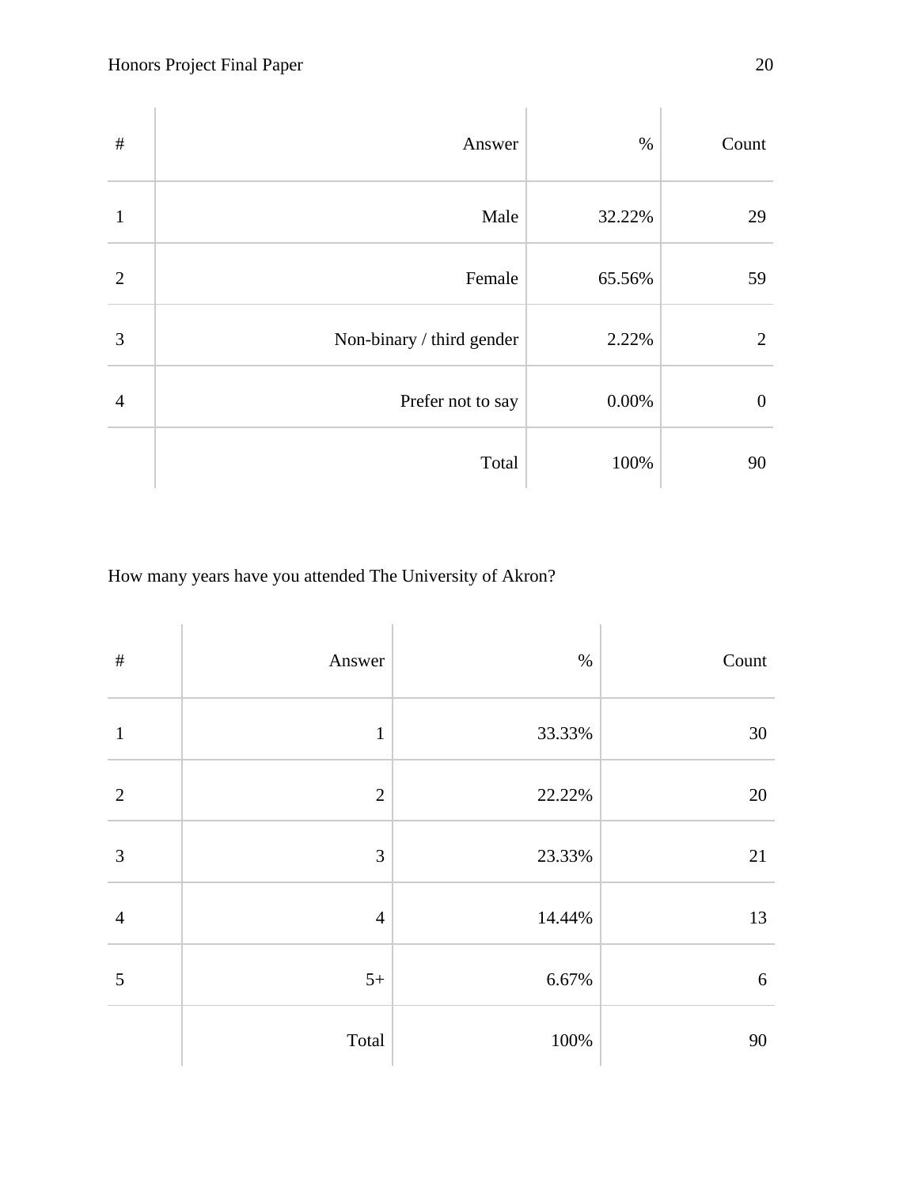| # | Answer | % | Count |
|---|---|---|---|
| 1 | Male | 32.22% | 29 |
| 2 | Female | 65.56% | 59 |
| 3 | Non-binary / third gender | 2.22% | 2 |
| 4 | Prefer not to say | 0.00% | 0 |
| | Total | 100% | 90 |

How many years have you attended The University of Akron?

| # | Answer | % | Count |
|---|---|---|---|
| 1 | 1 | 33.33% | 30 |
| 2 | 2 | 22.22% | 20 |
| 3 | 3 | 23.33% | 21 |
| 4 | 4 | 14.44% | 13 |
| 5 | 5+ | 6.67% | 6 |
| | Total | 100% | 90 |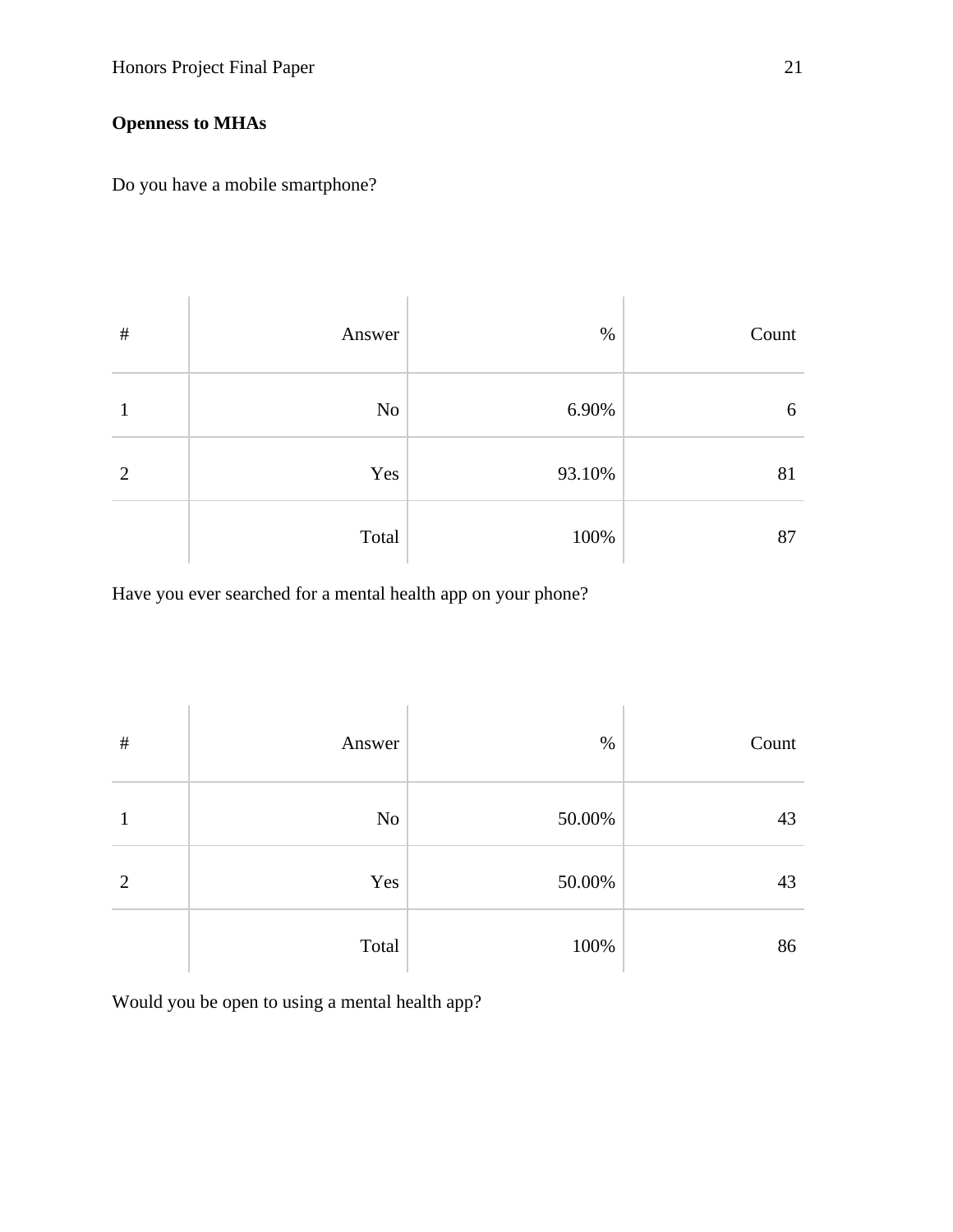**Openness to MHAs**

Do you have a mobile smartphone?

| # | Answer | % | Count |
|---|---|---|---|
| 1 | No | 6.90% | 6 |
| 2 | Yes | 93.10% | 81 |
| | Total | 100% | 87 |

Have you ever searched for a mental health app on your phone?

| # | Answer | % | Count |
|---|---|---|---|
| 1 | No | 50.00% | 43 |
| 2 | Yes | 50.00% | 43 |
| | Total | 100% | 86 |

Would you be open to using a mental health app?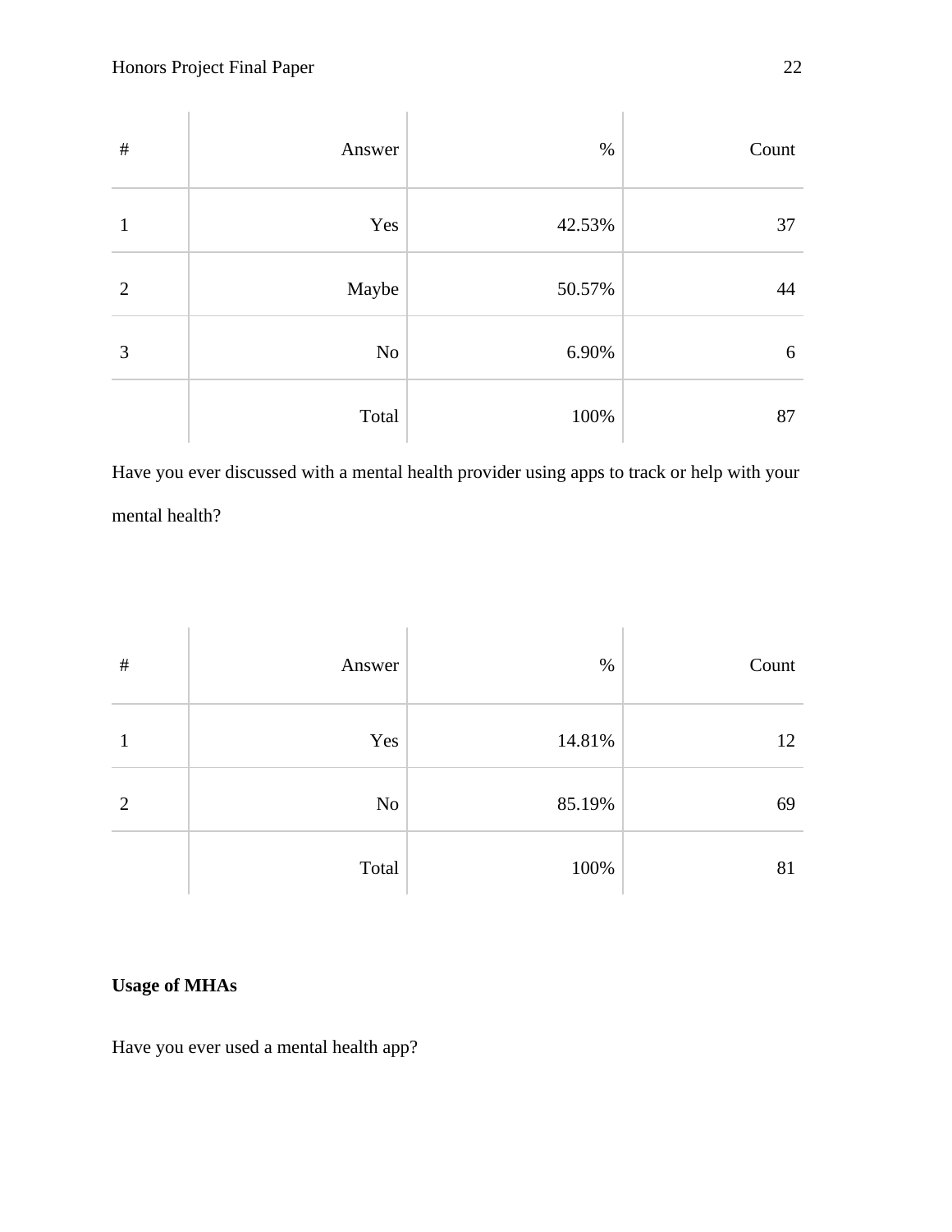| # | Answer | % | Count |
|---|---|---|---|
| 1 | Yes | 42.53% | 37 |
| 2 | Maybe | 50.57% | 44 |
| 3 | No | 6.90% | 6 |
| | Total | 100% | 87 |

Have you ever discussed with a mental health provider using apps to track or help with your mental health?

| # | Answer | % | Count |
|---|---|---|---|
| 1 | Yes | 14.81% | 12 |
| 2 | No | 85.19% | 69 |
| | Total | 100% | 81 |

**Usage of MHAs**

Have you ever used a mental health app?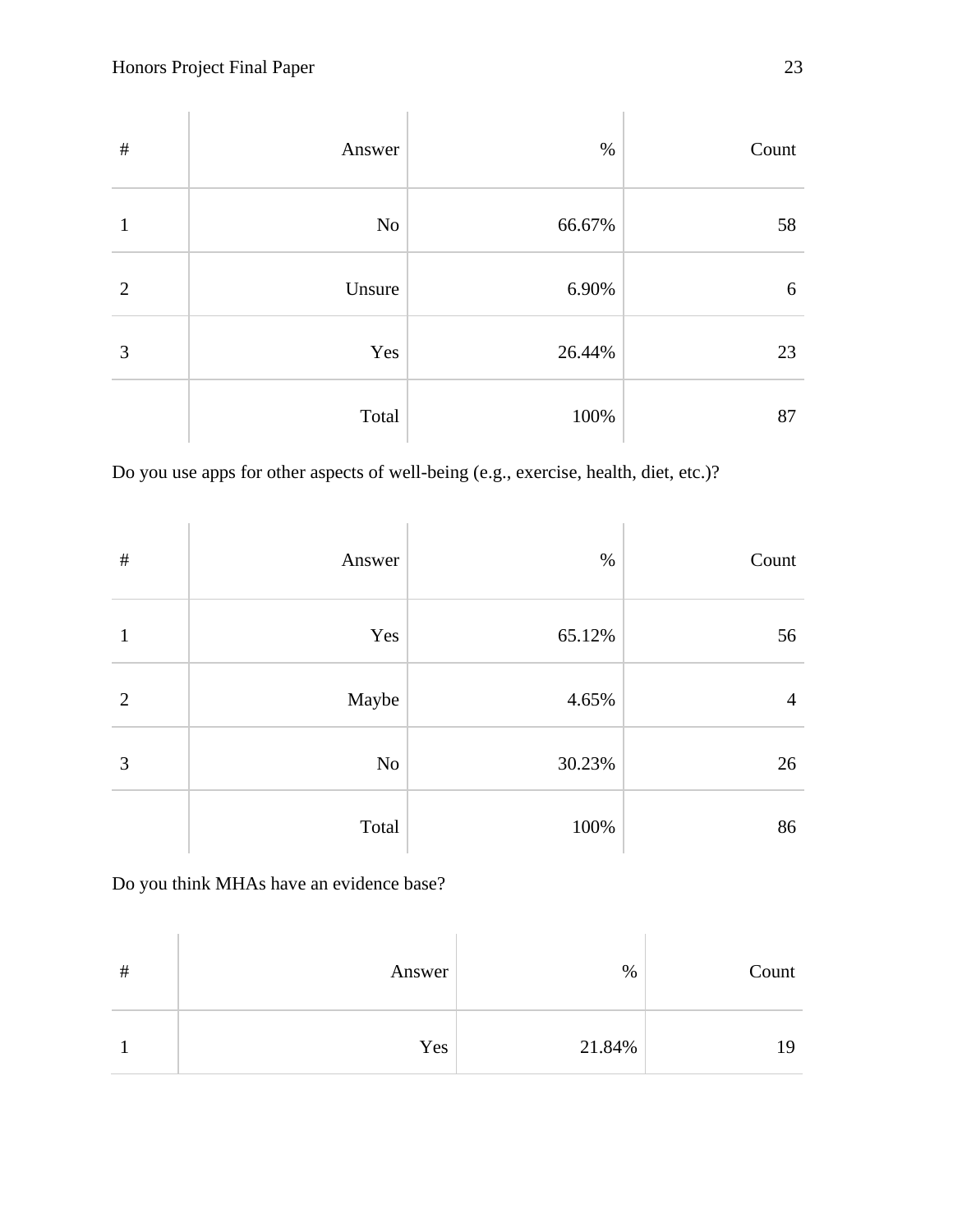| # | Answer | % | Count |
|---|---|---|---|
| 1 | No | 66.67% | 58 |
| 2 | Unsure | 6.90% | 6 |
| 3 | Yes | 26.44% | 23 |
| | Total | 100% | 87 |

Do you use apps for other aspects of well-being (e.g., exercise, health, diet, etc.)?

| # | Answer | % | Count |
|---|---|---|---|
| 1 | Yes | 65.12% | 56 |
| 2 | Maybe | 4.65% | 4 |
| 3 | No | 30.23% | 26 |
| | Total | 100% | 86 |

Do you think MHAs have an evidence base?

| # | Answer | % | Count |
|---|---|---|---|
| 1 | Yes | 21.84% | 19 |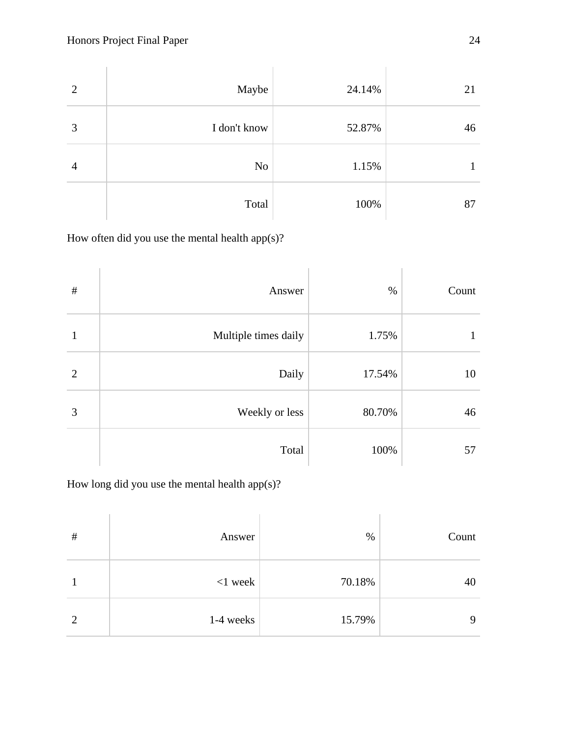| | | | |
|---|---|---|---|
| 2 | Maybe | 24.14% | 21 |
| 3 | I don't know | 52.87% | 46 |
| 4 | No | 1.15% | 1 |
| | Total | 100% | 87 |

How often did you use the mental health app(s)?

| # | Answer | % | Count |
|---|---|---|---|
| 1 | Multiple times daily | 1.75% | 1 |
| 2 | Daily | 17.54% | 10 |
| 3 | Weekly or less | 80.70% | 46 |
| | Total | 100% | 57 |

How long did you use the mental health app(s)?

| # | Answer | % | Count |
|---|---|---|---|
| 1 | <1 week | 70.18% | 40 |
| 2 | 1-4 weeks | 15.79% | 9 |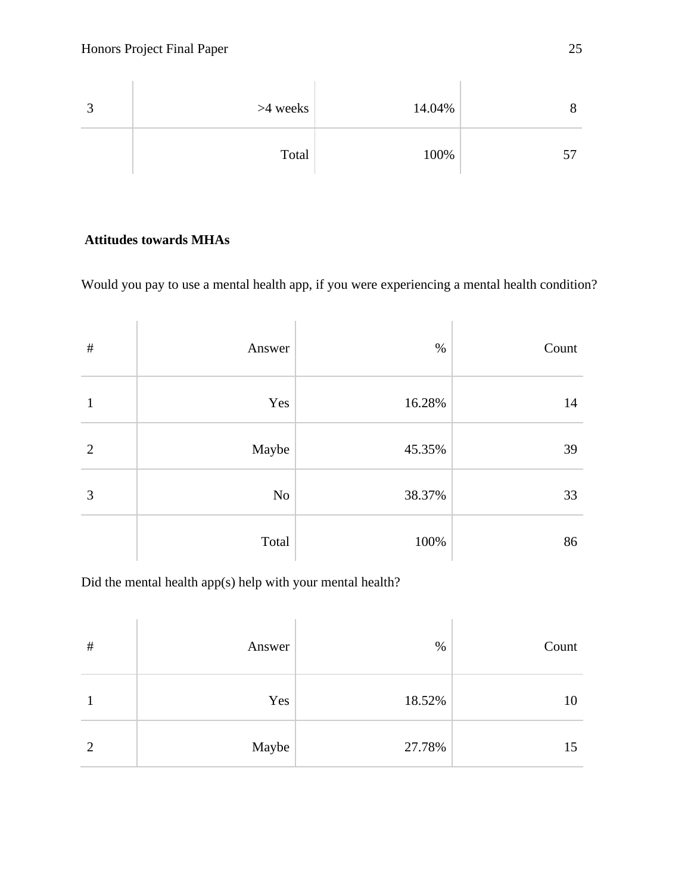| 3 | >4 weeks | 14.04% | 8 |
|---|---|---|---|
| | Total | 100% | 57 |

**Attitudes towards MHAs**

Would you pay to use a mental health app, if you were experiencing a mental health condition?

| # | Answer | % | Count |
|---|---|---|---|
| 1 | Yes | 16.28% | 14 |
| 2 | Maybe | 45.35% | 39 |
| 3 | No | 38.37% | 33 |
| | Total | 100% | 86 |

Did the mental health app(s) help with your mental health?

| # | Answer | % | Count |
|---|---|---|---|
| 1 | Yes | 18.52% | 10 |
| 2 | Maybe | 27.78% | 15 |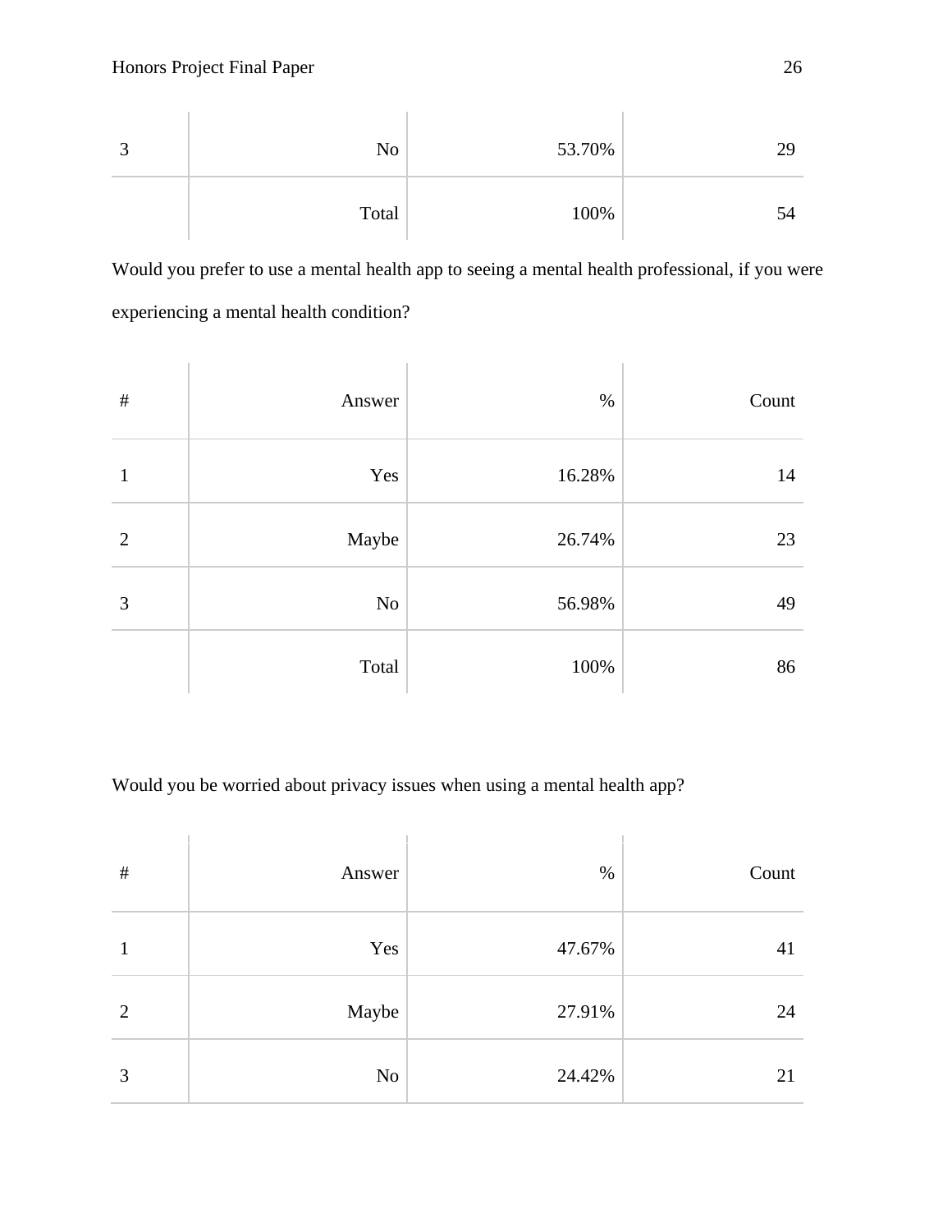| | | | |
|---|---|---|---|
| 3 | No | 53.70% | 29 |
| | Total | 100% | 54 |

Would you prefer to use a mental health app to seeing a mental health professional, if you were experiencing a mental health condition?

| # | Answer | % | Count |
|---|---|---|---|
| 1 | Yes | 16.28% | 14 |
| 2 | Maybe | 26.74% | 23 |
| 3 | No | 56.98% | 49 |
| | Total | 100% | 86 |

Would you be worried about privacy issues when using a mental health app?

| # | Answer | % | Count |
|---|---|---|---|
| 1 | Yes | 47.67% | 41 |
| 2 | Maybe | 27.91% | 24 |
| 3 | No | 24.42% | 21 |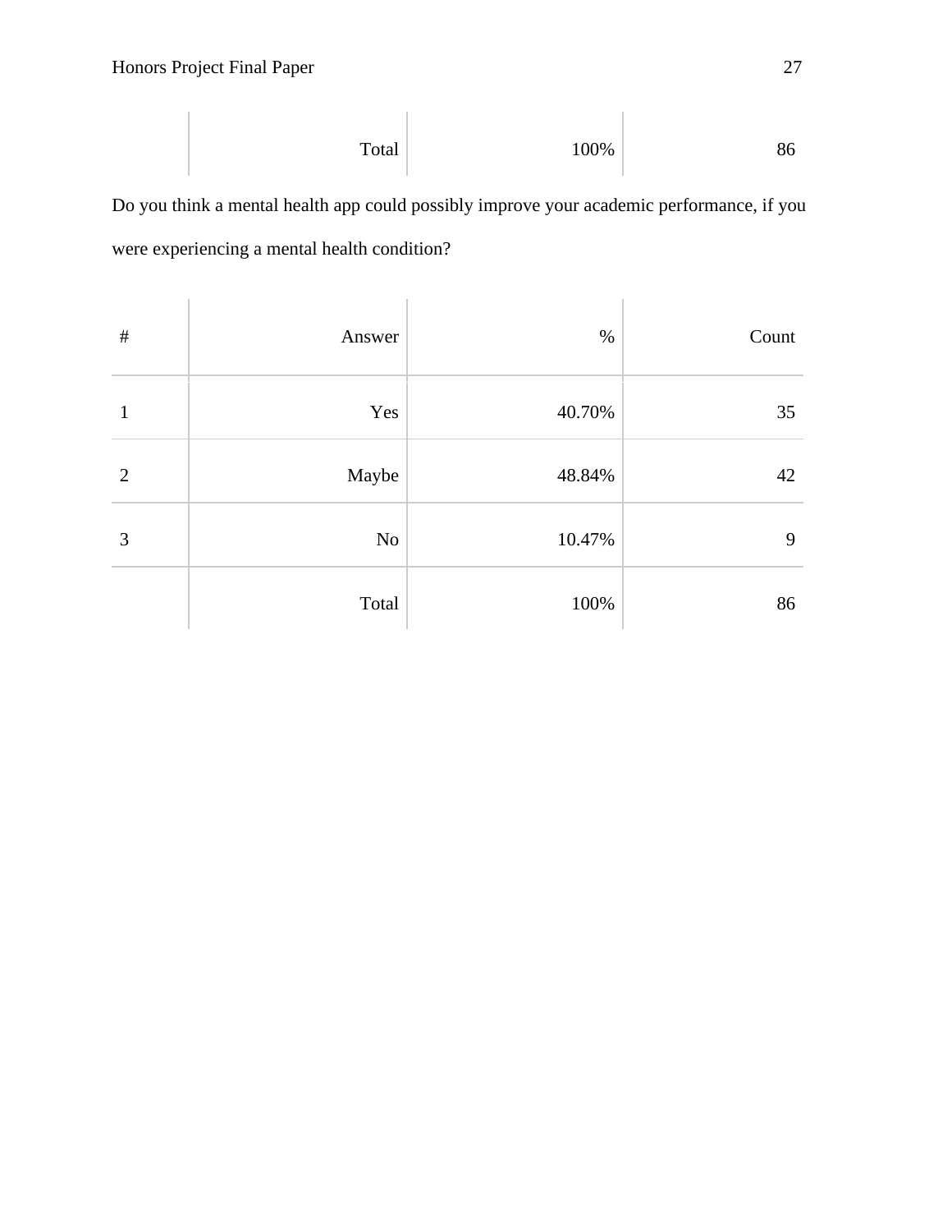| | Total | 100% | 86 |
|---|---|---|---|

Do you think a mental health app could possibly improve your academic performance, if you were experiencing a mental health condition?

| # | Answer | % | Count |
|---|---|---|---|
| 1 | Yes | 40.70% | 35 |
| 2 | Maybe | 48.84% | 42 |
| 3 | No | 10.47% | 9 |
| | Total | 100% | 86 |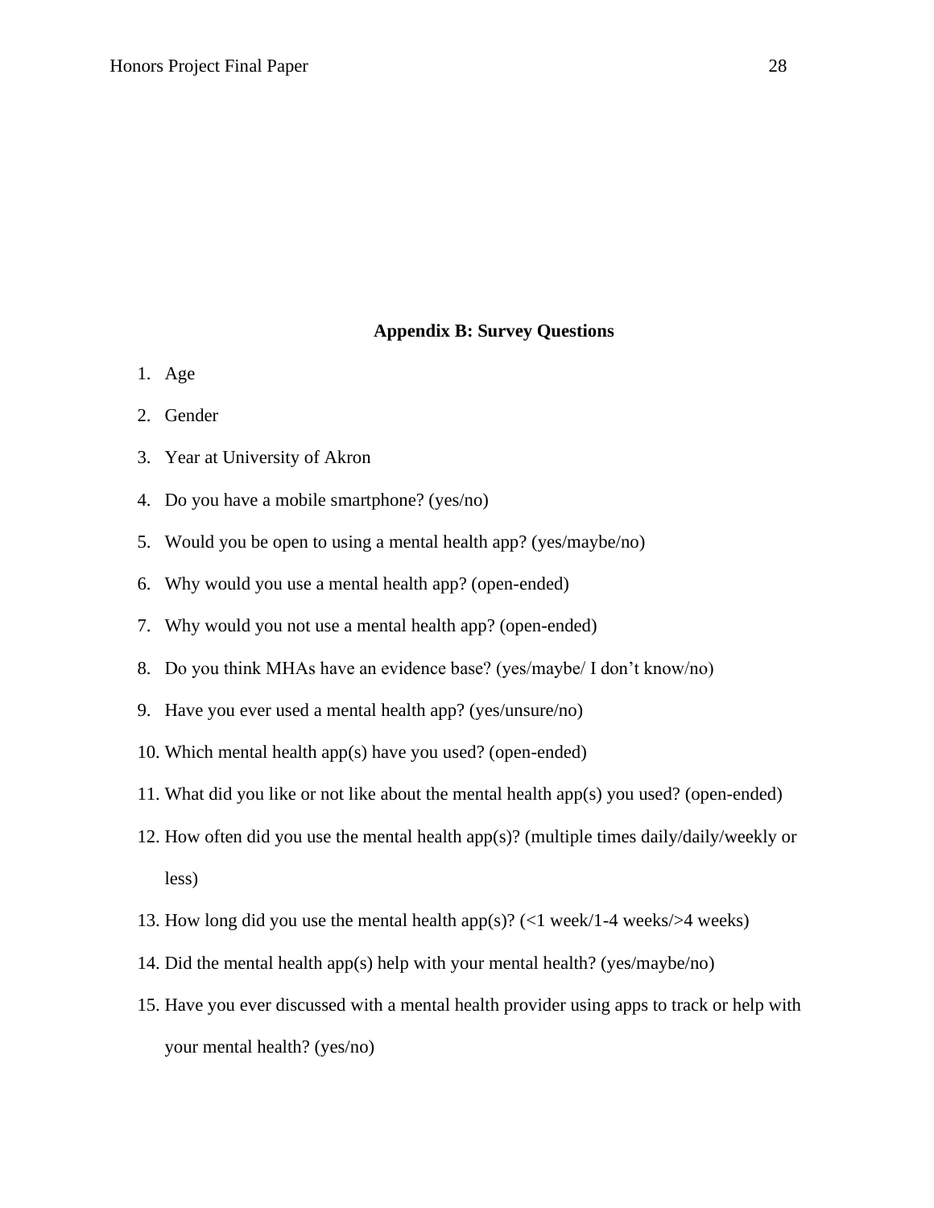## Appendix B: Survey Questions

1. Age
2. Gender
3. Year at University of Akron
4. Do you have a mobile smartphone? (yes/no)
5. Would you be open to using a mental health app? (yes/maybe/no)
6. Why would you use a mental health app? (open-ended)
7. Why would you not use a mental health app? (open-ended)
8. Do you think MHAs have an evidence base? (yes/maybe/ I don't know/no)
9. Have you ever used a mental health app? (yes/unsure/no)
10. Which mental health app(s) have you used? (open-ended)
11. What did you like or not like about the mental health app(s) you used? (open-ended)
12. How often did you use the mental health app(s)? (multiple times daily/daily/weekly or less)
13. How long did you use the mental health app(s)? (<1 week/1-4 weeks/>4 weeks)
14. Did the mental health app(s) help with your mental health? (yes/maybe/no)
15. Have you ever discussed with a mental health provider using apps to track or help with your mental health? (yes/no)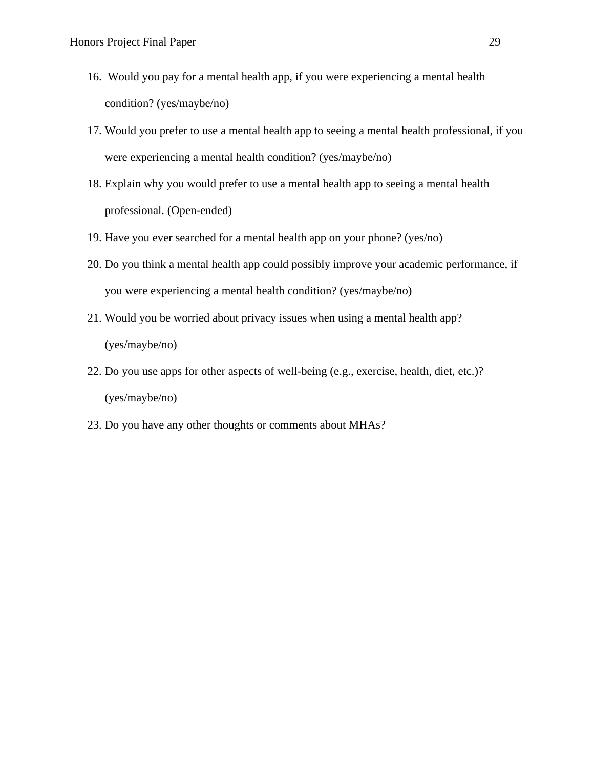16. Would you pay for a mental health app, if you were experiencing a mental health condition? (yes/maybe/no)
17. Would you prefer to use a mental health app to seeing a mental health professional, if you were experiencing a mental health condition? (yes/maybe/no)
18. Explain why you would prefer to use a mental health app to seeing a mental health professional. (Open-ended)
19. Have you ever searched for a mental health app on your phone? (yes/no)
20. Do you think a mental health app could possibly improve your academic performance, if you were experiencing a mental health condition? (yes/maybe/no)
21. Would you be worried about privacy issues when using a mental health app? (yes/maybe/no)
22. Do you use apps for other aspects of well-being (e.g., exercise, health, diet, etc.)? (yes/maybe/no)
23. Do you have any other thoughts or comments about MHAs?